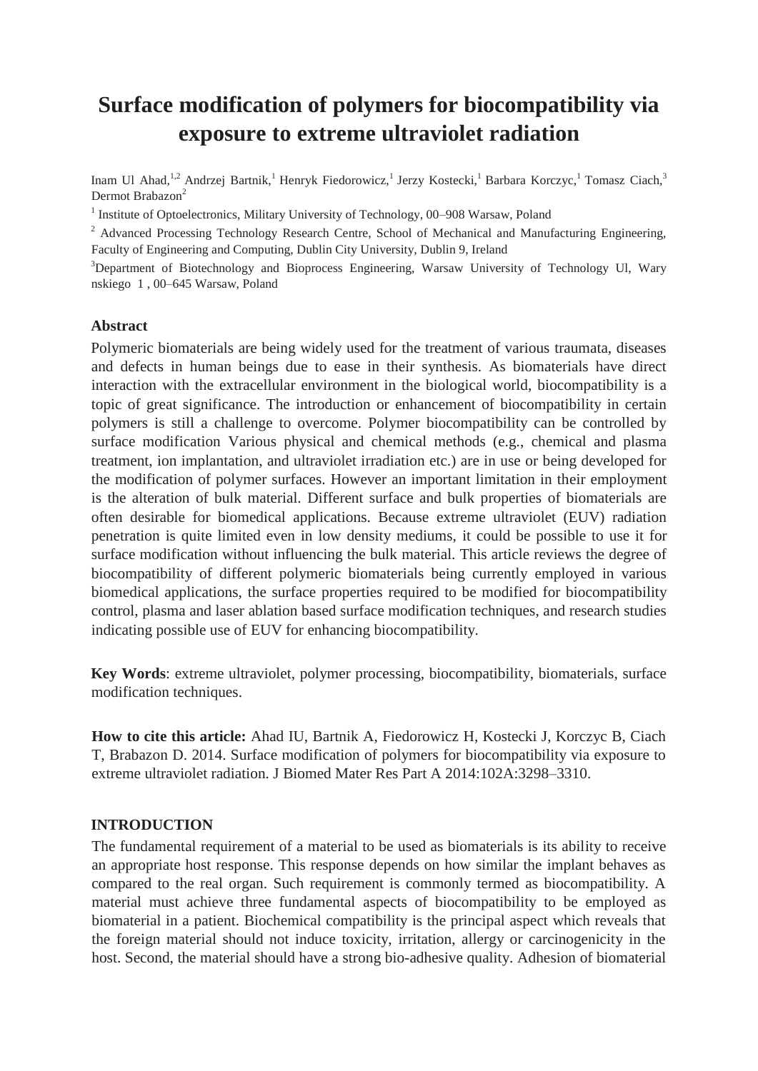# Surface modification of polymers for biocompatibility via exposure to extreme ultraviolet radiation

Inam Ul Ahad,[1,2] Andrzej Bartnik,[1] Henryk Fiedorowicz,[1] Jerzy Kostecki,[1] Barbara Korczyc,[1] Tomasz Ciach,[3] Dermot Brabazon[2]

[1] Institute of Optoelectronics, Military University of Technology, 00–908 Warsaw, Poland

[2] Advanced Processing Technology Research Centre, School of Mechanical and Manufacturing Engineering, Faculty of Engineering and Computing, Dublin City University, Dublin 9, Ireland

[3]Department of Biotechnology and Bioprocess Engineering, Warsaw University of Technology Ul, Wary nskiego 1 , 00–645 Warsaw, Poland

### Abstract

Polymeric biomaterials are being widely used for the treatment of various traumata, diseases and defects in human beings due to ease in their synthesis. As biomaterials have direct interaction with the extracellular environment in the biological world, biocompatibility is a topic of great significance. The introduction or enhancement of biocompatibility in certain polymers is still a challenge to overcome. Polymer biocompatibility can be controlled by surface modification Various physical and chemical methods (e.g., chemical and plasma treatment, ion implantation, and ultraviolet irradiation etc.) are in use or being developed for the modification of polymer surfaces. However an important limitation in their employment is the alteration of bulk material. Different surface and bulk properties of biomaterials are often desirable for biomedical applications. Because extreme ultraviolet (EUV) radiation penetration is quite limited even in low density mediums, it could be possible to use it for surface modification without influencing the bulk material. This article reviews the degree of biocompatibility of different polymeric biomaterials being currently employed in various biomedical applications, the surface properties required to be modified for biocompatibility control, plasma and laser ablation based surface modification techniques, and research studies indicating possible use of EUV for enhancing biocompatibility.

**Key Words**: extreme ultraviolet, polymer processing, biocompatibility, biomaterials, surface modification techniques.

**How to cite this article:** Ahad IU, Bartnik A, Fiedorowicz H, Kostecki J, Korczyc B, Ciach T, Brabazon D. 2014. Surface modification of polymers for biocompatibility via exposure to extreme ultraviolet radiation. J Biomed Mater Res Part A 2014:102A:3298–3310.

### INTRODUCTION

The fundamental requirement of a material to be used as biomaterials is its ability to receive an appropriate host response. This response depends on how similar the implant behaves as compared to the real organ. Such requirement is commonly termed as biocompatibility. A material must achieve three fundamental aspects of biocompatibility to be employed as biomaterial in a patient. Biochemical compatibility is the principal aspect which reveals that the foreign material should not induce toxicity, irritation, allergy or carcinogenicity in the host. Second, the material should have a strong bio-adhesive quality. Adhesion of biomaterial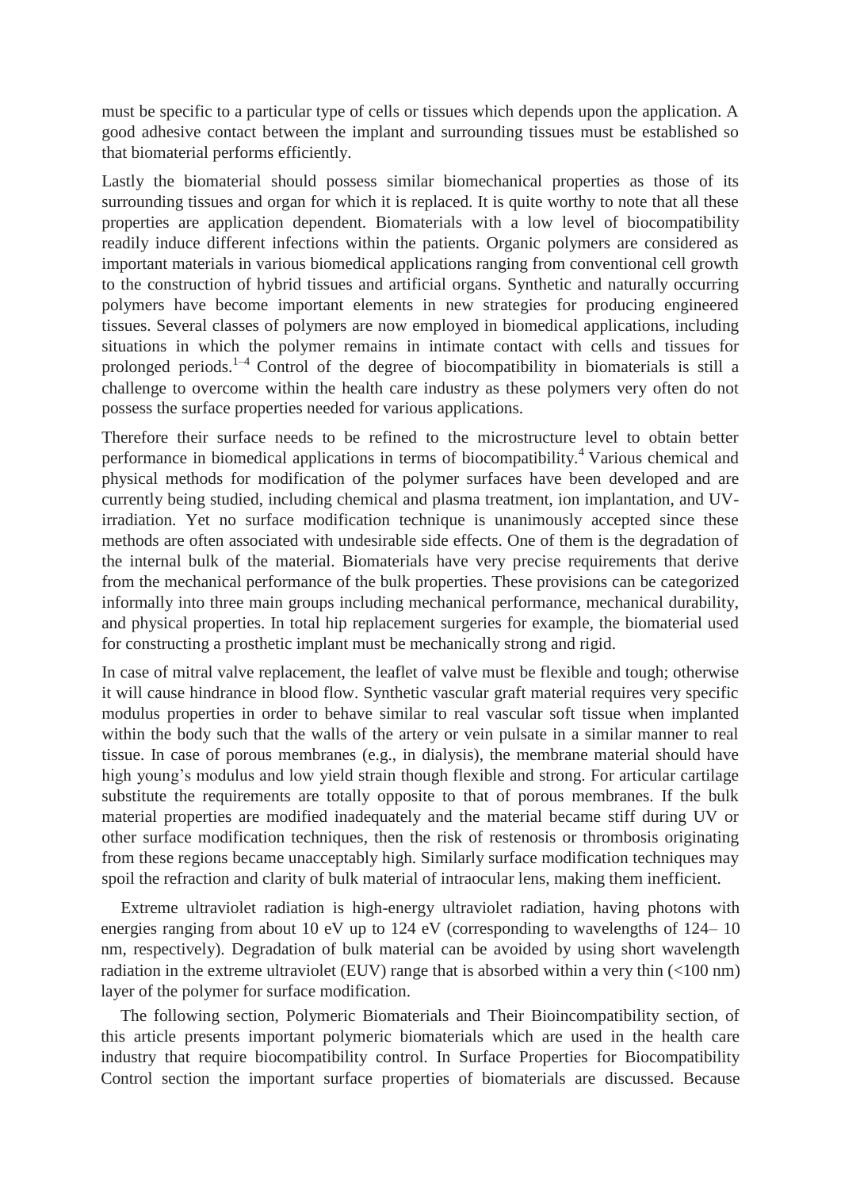must be specific to a particular type of cells or tissues which depends upon the application. A good adhesive contact between the implant and surrounding tissues must be established so that biomaterial performs efficiently.

Lastly the biomaterial should possess similar biomechanical properties as those of its surrounding tissues and organ for which it is replaced. It is quite worthy to note that all these properties are application dependent. Biomaterials with a low level of biocompatibility readily induce different infections within the patients. Organic polymers are considered as important materials in various biomedical applications ranging from conventional cell growth to the construction of hybrid tissues and artificial organs. Synthetic and naturally occurring polymers have become important elements in new strategies for producing engineered tissues. Several classes of polymers are now employed in biomedical applications, including situations in which the polymer remains in intimate contact with cells and tissues for prolonged periods.[1–4] Control of the degree of biocompatibility in biomaterials is still a challenge to overcome within the health care industry as these polymers very often do not possess the surface properties needed for various applications.

Therefore their surface needs to be refined to the microstructure level to obtain better performance in biomedical applications in terms of biocompatibility.[4] Various chemical and physical methods for modification of the polymer surfaces have been developed and are currently being studied, including chemical and plasma treatment, ion implantation, and UV-irradiation. Yet no surface modification technique is unanimously accepted since these methods are often associated with undesirable side effects. One of them is the degradation of the internal bulk of the material. Biomaterials have very precise requirements that derive from the mechanical performance of the bulk properties. These provisions can be categorized informally into three main groups including mechanical performance, mechanical durability, and physical properties. In total hip replacement surgeries for example, the biomaterial used for constructing a prosthetic implant must be mechanically strong and rigid.

In case of mitral valve replacement, the leaflet of valve must be flexible and tough; otherwise it will cause hindrance in blood flow. Synthetic vascular graft material requires very specific modulus properties in order to behave similar to real vascular soft tissue when implanted within the body such that the walls of the artery or vein pulsate in a similar manner to real tissue. In case of porous membranes (e.g., in dialysis), the membrane material should have high young's modulus and low yield strain though flexible and strong. For articular cartilage substitute the requirements are totally opposite to that of porous membranes. If the bulk material properties are modified inadequately and the material became stiff during UV or other surface modification techniques, then the risk of restenosis or thrombosis originating from these regions became unacceptably high. Similarly surface modification techniques may spoil the refraction and clarity of bulk material of intraocular lens, making them inefficient.

Extreme ultraviolet radiation is high-energy ultraviolet radiation, having photons with energies ranging from about 10 eV up to 124 eV (corresponding to wavelengths of 124– 10 nm, respectively). Degradation of bulk material can be avoided by using short wavelength radiation in the extreme ultraviolet (EUV) range that is absorbed within a very thin (<100 nm) layer of the polymer for surface modification.

The following section, Polymeric Biomaterials and Their Bioincompatibility section, of this article presents important polymeric biomaterials which are used in the health care industry that require biocompatibility control. In Surface Properties for Biocompatibility Control section the important surface properties of biomaterials are discussed. Because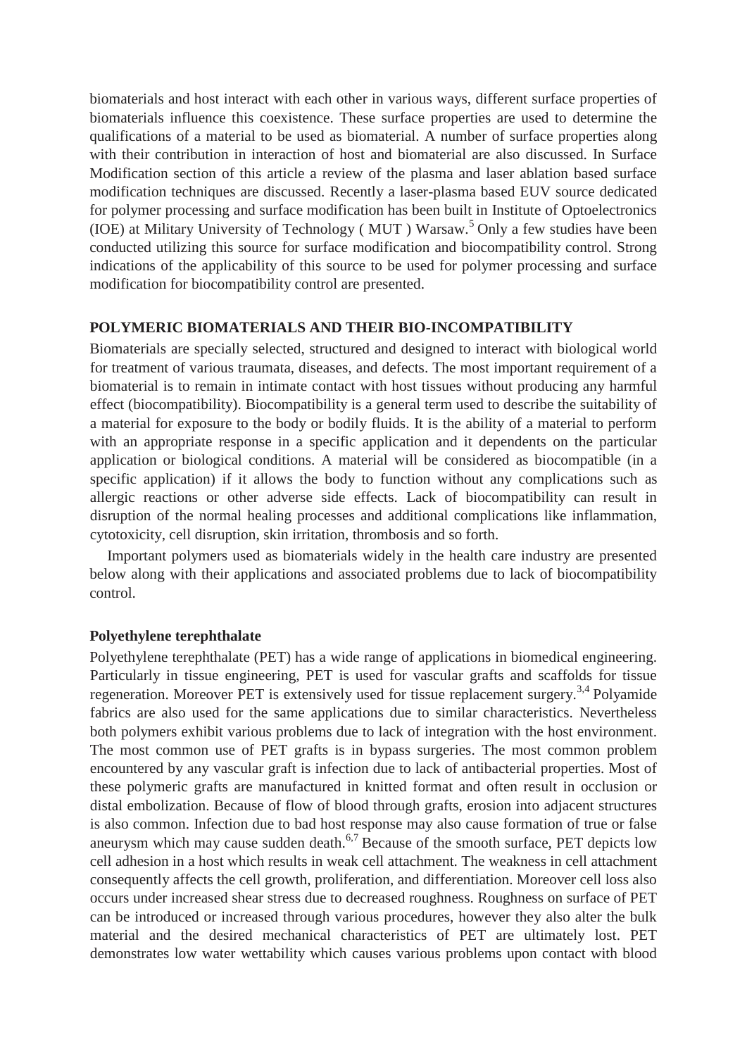biomaterials and host interact with each other in various ways, different surface properties of biomaterials influence this coexistence. These surface properties are used to determine the qualifications of a material to be used as biomaterial. A number of surface properties along with their contribution in interaction of host and biomaterial are also discussed. In Surface Modification section of this article a review of the plasma and laser ablation based surface modification techniques are discussed. Recently a laser-plasma based EUV source dedicated for polymer processing and surface modification has been built in Institute of Optoelectronics (IOE) at Military University of Technology ( MUT ) Warsaw.[5] Only a few studies have been conducted utilizing this source for surface modification and biocompatibility control. Strong indications of the applicability of this source to be used for polymer processing and surface modification for biocompatibility control are presented.

## POLYMERIC BIOMATERIALS AND THEIR BIO-INCOMPATIBILITY

Biomaterials are specially selected, structured and designed to interact with biological world for treatment of various traumata, diseases, and defects. The most important requirement of a biomaterial is to remain in intimate contact with host tissues without producing any harmful effect (biocompatibility). Biocompatibility is a general term used to describe the suitability of a material for exposure to the body or bodily fluids. It is the ability of a material to perform with an appropriate response in a specific application and it dependents on the particular application or biological conditions. A material will be considered as biocompatible (in a specific application) if it allows the body to function without any complications such as allergic reactions or other adverse side effects. Lack of biocompatibility can result in disruption of the normal healing processes and additional complications like inflammation, cytotoxicity, cell disruption, skin irritation, thrombosis and so forth.

Important polymers used as biomaterials widely in the health care industry are presented below along with their applications and associated problems due to lack of biocompatibility control.

### Polyethylene terephthalate

Polyethylene terephthalate (PET) has a wide range of applications in biomedical engineering. Particularly in tissue engineering, PET is used for vascular grafts and scaffolds for tissue regeneration. Moreover PET is extensively used for tissue replacement surgery.[3,4] Polyamide fabrics are also used for the same applications due to similar characteristics. Nevertheless both polymers exhibit various problems due to lack of integration with the host environment. The most common use of PET grafts is in bypass surgeries. The most common problem encountered by any vascular graft is infection due to lack of antibacterial properties. Most of these polymeric grafts are manufactured in knitted format and often result in occlusion or distal embolization. Because of flow of blood through grafts, erosion into adjacent structures is also common. Infection due to bad host response may also cause formation of true or false aneurysm which may cause sudden death.[6,7] Because of the smooth surface, PET depicts low cell adhesion in a host which results in weak cell attachment. The weakness in cell attachment consequently affects the cell growth, proliferation, and differentiation. Moreover cell loss also occurs under increased shear stress due to decreased roughness. Roughness on surface of PET can be introduced or increased through various procedures, however they also alter the bulk material and the desired mechanical characteristics of PET are ultimately lost. PET demonstrates low water wettability which causes various problems upon contact with blood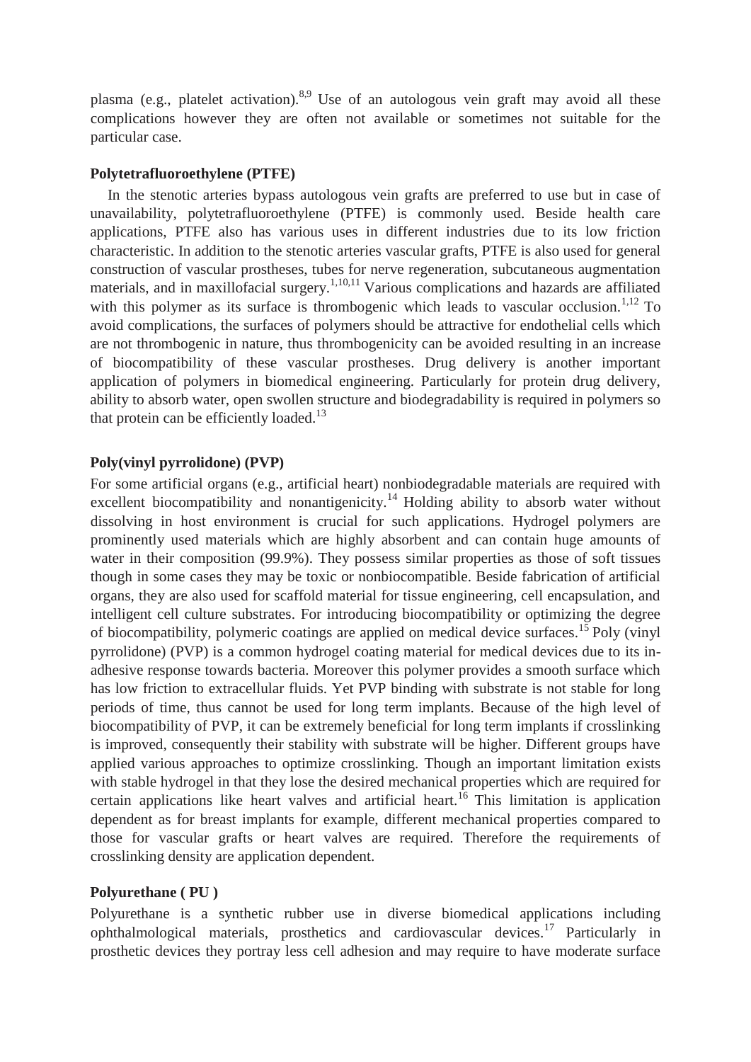plasma (e.g., platelet activation).[8,9] Use of an autologous vein graft may avoid all these complications however they are often not available or sometimes not suitable for the particular case.

**Polytetrafluoroethylene (PTFE)**

In the stenotic arteries bypass autologous vein grafts are preferred to use but in case of unavailability, polytetrafluoroethylene (PTFE) is commonly used. Beside health care applications, PTFE also has various uses in different industries due to its low friction characteristic. In addition to the stenotic arteries vascular grafts, PTFE is also used for general construction of vascular prostheses, tubes for nerve regeneration, subcutaneous augmentation materials, and in maxillofacial surgery.[1,10,11] Various complications and hazards are affiliated with this polymer as its surface is thrombogenic which leads to vascular occlusion.[1,12] To avoid complications, the surfaces of polymers should be attractive for endothelial cells which are not thrombogenic in nature, thus thrombogenicity can be avoided resulting in an increase of biocompatibility of these vascular prostheses. Drug delivery is another important application of polymers in biomedical engineering. Particularly for protein drug delivery, ability to absorb water, open swollen structure and biodegradability is required in polymers so that protein can be efficiently loaded.[13]

**Poly(vinyl pyrrolidone) (PVP)**

For some artificial organs (e.g., artificial heart) nonbiodegradable materials are required with excellent biocompatibility and nonantigenicity.[14] Holding ability to absorb water without dissolving in host environment is crucial for such applications. Hydrogel polymers are prominently used materials which are highly absorbent and can contain huge amounts of water in their composition (99.9%). They possess similar properties as those of soft tissues though in some cases they may be toxic or nonbiocompatible. Beside fabrication of artificial organs, they are also used for scaffold material for tissue engineering, cell encapsulation, and intelligent cell culture substrates. For introducing biocompatibility or optimizing the degree of biocompatibility, polymeric coatings are applied on medical device surfaces.[15] Poly (vinyl pyrrolidone) (PVP) is a common hydrogel coating material for medical devices due to its in-adhesive response towards bacteria. Moreover this polymer provides a smooth surface which has low friction to extracellular fluids. Yet PVP binding with substrate is not stable for long periods of time, thus cannot be used for long term implants. Because of the high level of biocompatibility of PVP, it can be extremely beneficial for long term implants if crosslinking is improved, consequently their stability with substrate will be higher. Different groups have applied various approaches to optimize crosslinking. Though an important limitation exists with stable hydrogel in that they lose the desired mechanical properties which are required for certain applications like heart valves and artificial heart.[16] This limitation is application dependent as for breast implants for example, different mechanical properties compared to those for vascular grafts or heart valves are required. Therefore the requirements of crosslinking density are application dependent.

**Polyurethane ( PU )**

Polyurethane is a synthetic rubber use in diverse biomedical applications including ophthalmological materials, prosthetics and cardiovascular devices.[17] Particularly in prosthetic devices they portray less cell adhesion and may require to have moderate surface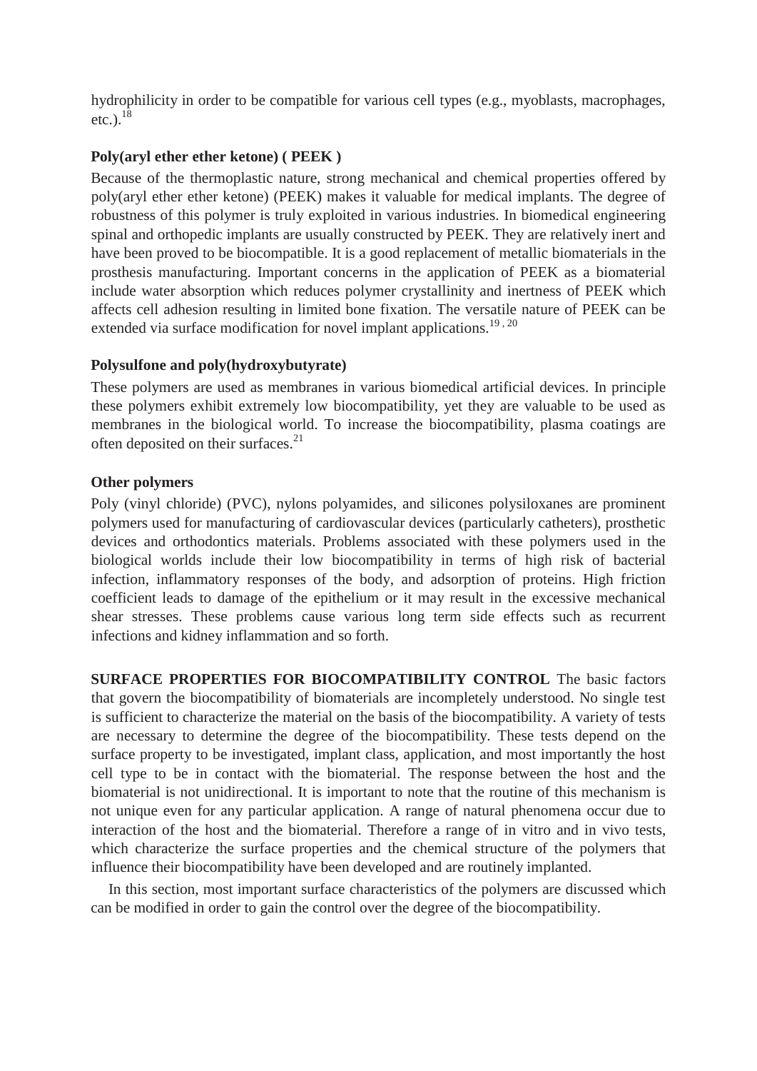hydrophilicity in order to be compatible for various cell types (e.g., myoblasts, macrophages, etc.).[18]

### Poly(aryl ether ether ketone) ( PEEK )

Because of the thermoplastic nature, strong mechanical and chemical properties offered by poly(aryl ether ether ketone) (PEEK) makes it valuable for medical implants. The degree of robustness of this polymer is truly exploited in various industries. In biomedical engineering spinal and orthopedic implants are usually constructed by PEEK. They are relatively inert and have been proved to be biocompatible. It is a good replacement of metallic biomaterials in the prosthesis manufacturing. Important concerns in the application of PEEK as a biomaterial include water absorption which reduces polymer crystallinity and inertness of PEEK which affects cell adhesion resulting in limited bone fixation. The versatile nature of PEEK can be extended via surface modification for novel implant applications.[19, 20]

### Polysulfone and poly(hydroxybutyrate)

These polymers are used as membranes in various biomedical artificial devices. In principle these polymers exhibit extremely low biocompatibility, yet they are valuable to be used as membranes in the biological world. To increase the biocompatibility, plasma coatings are often deposited on their surfaces.[21]

### Other polymers

Poly (vinyl chloride) (PVC), nylons polyamides, and silicones polysiloxanes are prominent polymers used for manufacturing of cardiovascular devices (particularly catheters), prosthetic devices and orthodontics materials. Problems associated with these polymers used in the biological worlds include their low biocompatibility in terms of high risk of bacterial infection, inflammatory responses of the body, and adsorption of proteins. High friction coefficient leads to damage of the epithelium or it may result in the excessive mechanical shear stresses. These problems cause various long term side effects such as recurrent infections and kidney inflammation and so forth.

**SURFACE PROPERTIES FOR BIOCOMPATIBILITY CONTROL** The basic factors that govern the biocompatibility of biomaterials are incompletely understood. No single test is sufficient to characterize the material on the basis of the biocompatibility. A variety of tests are necessary to determine the degree of the biocompatibility. These tests depend on the surface property to be investigated, implant class, application, and most importantly the host cell type to be in contact with the biomaterial. The response between the host and the biomaterial is not unidirectional. It is important to note that the routine of this mechanism is not unique even for any particular application. A range of natural phenomena occur due to interaction of the host and the biomaterial. Therefore a range of in vitro and in vivo tests, which characterize the surface properties and the chemical structure of the polymers that influence their biocompatibility have been developed and are routinely implanted.

In this section, most important surface characteristics of the polymers are discussed which can be modified in order to gain the control over the degree of the biocompatibility.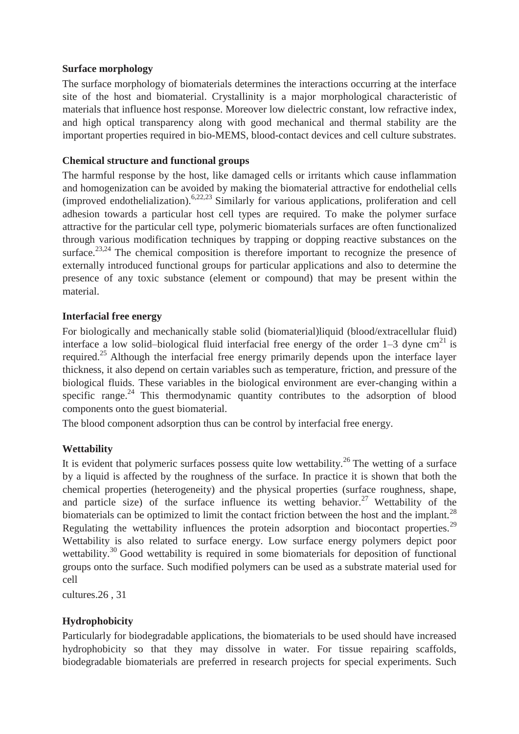**Surface morphology**

The surface morphology of biomaterials determines the interactions occurring at the interface site of the host and biomaterial. Crystallinity is a major morphological characteristic of materials that influence host response. Moreover low dielectric constant, low refractive index, and high optical transparency along with good mechanical and thermal stability are the important properties required in bio-MEMS, blood-contact devices and cell culture substrates.

**Chemical structure and functional groups**

The harmful response by the host, like damaged cells or irritants which cause inflammation and homogenization can be avoided by making the biomaterial attractive for endothelial cells (improved endothelialization).[6,22,23] Similarly for various applications, proliferation and cell adhesion towards a particular host cell types are required. To make the polymer surface attractive for the particular cell type, polymeric biomaterials surfaces are often functionalized through various modification techniques by trapping or dopping reactive substances on the surface.[23,24] The chemical composition is therefore important to recognize the presence of externally introduced functional groups for particular applications and also to determine the presence of any toxic substance (element or compound) that may be present within the material.

**Interfacial free energy**

For biologically and mechanically stable solid (biomaterial)liquid (blood/extracellular fluid) interface a low solid–biological fluid interfacial free energy of the order 1–3 dyne $cm^{21}$ is required.[25] Although the interfacial free energy primarily depends upon the interface layer thickness, it also depend on certain variables such as temperature, friction, and pressure of the biological fluids. These variables in the biological environment are ever-changing within a specific range.[24] This thermodynamic quantity contributes to the adsorption of blood components onto the guest biomaterial.

The blood component adsorption thus can be control by interfacial free energy.

**Wettability**

It is evident that polymeric surfaces possess quite low wettability.[26] The wetting of a surface by a liquid is affected by the roughness of the surface. In practice it is shown that both the chemical properties (heterogeneity) and the physical properties (surface roughness, shape, and particle size) of the surface influence its wetting behavior.[27] Wettability of the biomaterials can be optimized to limit the contact friction between the host and the implant.[28] Regulating the wettability influences the protein adsorption and biocontact properties.[29] Wettability is also related to surface energy. Low surface energy polymers depict poor wettability.[30] Good wettability is required in some biomaterials for deposition of functional groups onto the surface. Such modified polymers can be used as a substrate material used for cell

cultures.26 , 31

**Hydrophobicity**

Particularly for biodegradable applications, the biomaterials to be used should have increased hydrophobicity so that they may dissolve in water. For tissue repairing scaffolds, biodegradable biomaterials are preferred in research projects for special experiments. Such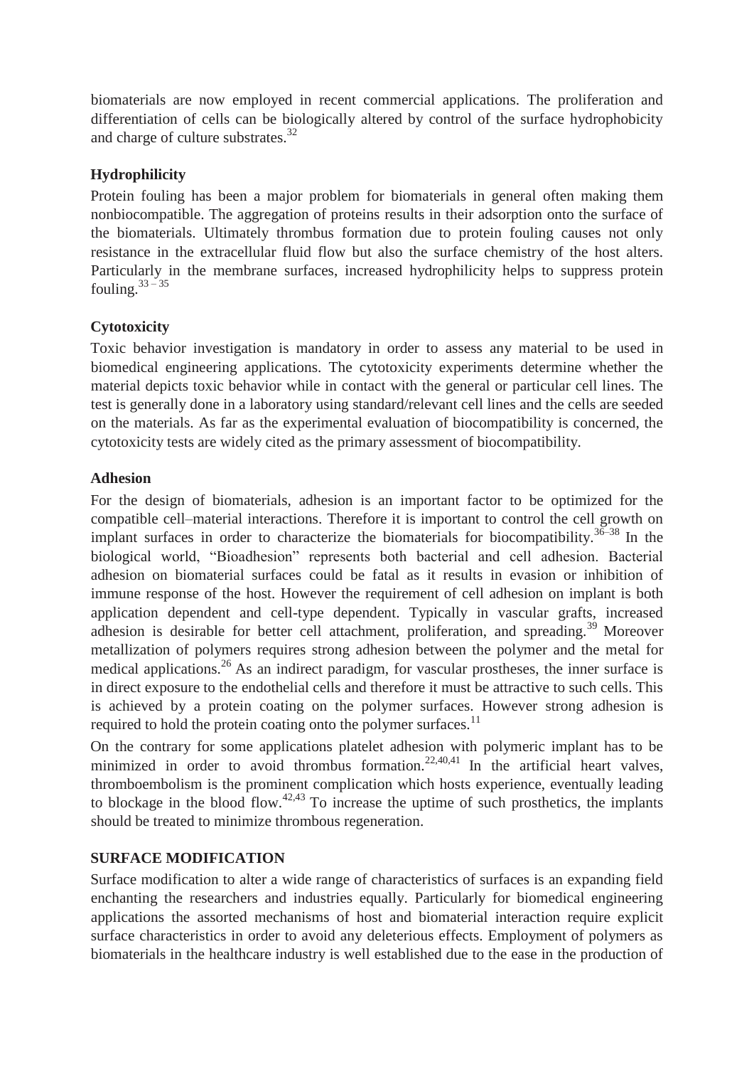biomaterials are now employed in recent commercial applications. The proliferation and differentiation of cells can be biologically altered by control of the surface hydrophobicity and charge of culture substrates.[32]

### Hydrophilicity

Protein fouling has been a major problem for biomaterials in general often making them nonbiocompatible. The aggregation of proteins results in their adsorption onto the surface of the biomaterials. Ultimately thrombus formation due to protein fouling causes not only resistance in the extracellular fluid flow but also the surface chemistry of the host alters. Particularly in the membrane surfaces, increased hydrophilicity helps to suppress protein fouling.[33 – 35]

### Cytotoxicity

Toxic behavior investigation is mandatory in order to assess any material to be used in biomedical engineering applications. The cytotoxicity experiments determine whether the material depicts toxic behavior while in contact with the general or particular cell lines. The test is generally done in a laboratory using standard/relevant cell lines and the cells are seeded on the materials. As far as the experimental evaluation of biocompatibility is concerned, the cytotoxicity tests are widely cited as the primary assessment of biocompatibility.

### Adhesion

For the design of biomaterials, adhesion is an important factor to be optimized for the compatible cell–material interactions. Therefore it is important to control the cell growth on implant surfaces in order to characterize the biomaterials for biocompatibility.[36–38] In the biological world, "Bioadhesion" represents both bacterial and cell adhesion. Bacterial adhesion on biomaterial surfaces could be fatal as it results in evasion or inhibition of immune response of the host. However the requirement of cell adhesion on implant is both application dependent and cell-type dependent. Typically in vascular grafts, increased adhesion is desirable for better cell attachment, proliferation, and spreading.[39] Moreover metallization of polymers requires strong adhesion between the polymer and the metal for medical applications.[26] As an indirect paradigm, for vascular prostheses, the inner surface is in direct exposure to the endothelial cells and therefore it must be attractive to such cells. This is achieved by a protein coating on the polymer surfaces. However strong adhesion is required to hold the protein coating onto the polymer surfaces.[11]

On the contrary for some applications platelet adhesion with polymeric implant has to be minimized in order to avoid thrombus formation.[22,40,41] In the artificial heart valves, thromboembolism is the prominent complication which hosts experience, eventually leading to blockage in the blood flow.[42,43] To increase the uptime of such prosthetics, the implants should be treated to minimize thrombous regeneration.

## SURFACE MODIFICATION

Surface modification to alter a wide range of characteristics of surfaces is an expanding field enchanting the researchers and industries equally. Particularly for biomedical engineering applications the assorted mechanisms of host and biomaterial interaction require explicit surface characteristics in order to avoid any deleterious effects. Employment of polymers as biomaterials in the healthcare industry is well established due to the ease in the production of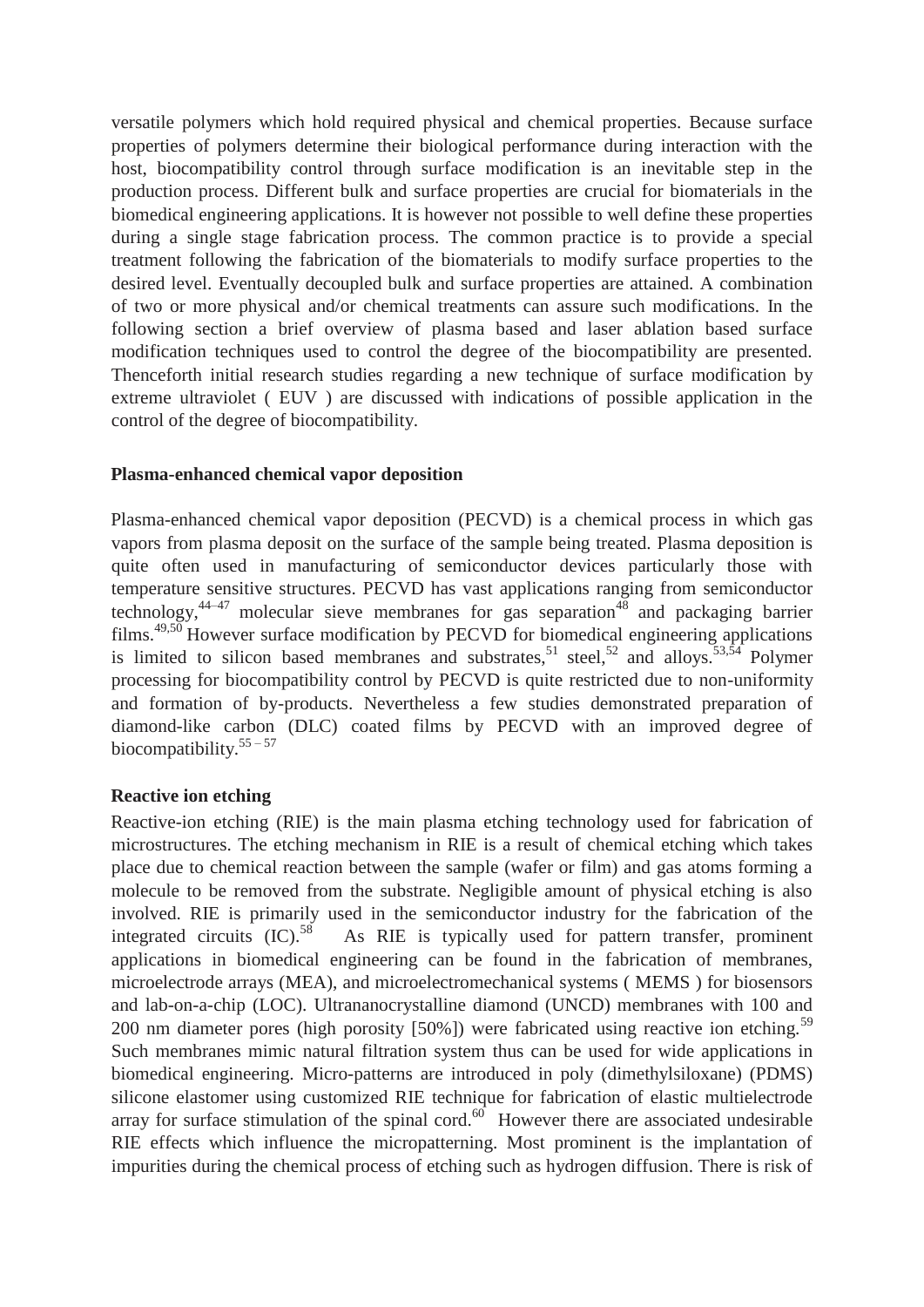versatile polymers which hold required physical and chemical properties. Because surface properties of polymers determine their biological performance during interaction with the host, biocompatibility control through surface modification is an inevitable step in the production process. Different bulk and surface properties are crucial for biomaterials in the biomedical engineering applications. It is however not possible to well define these properties during a single stage fabrication process. The common practice is to provide a special treatment following the fabrication of the biomaterials to modify surface properties to the desired level. Eventually decoupled bulk and surface properties are attained. A combination of two or more physical and/or chemical treatments can assure such modifications. In the following section a brief overview of plasma based and laser ablation based surface modification techniques used to control the degree of the biocompatibility are presented. Thenceforth initial research studies regarding a new technique of surface modification by extreme ultraviolet ( EUV ) are discussed with indications of possible application in the control of the degree of biocompatibility.

**Plasma-enhanced chemical vapor deposition**

Plasma-enhanced chemical vapor deposition (PECVD) is a chemical process in which gas vapors from plasma deposit on the surface of the sample being treated. Plasma deposition is quite often used in manufacturing of semiconductor devices particularly those with temperature sensitive structures. PECVD has vast applications ranging from semiconductor technology,[44–47] molecular sieve membranes for gas separation[48] and packaging barrier films.[49,50] However surface modification by PECVD for biomedical engineering applications is limited to silicon based membranes and substrates,[51] steel,[52] and alloys.[53,54] Polymer processing for biocompatibility control by PECVD is quite restricted due to non-uniformity and formation of by-products. Nevertheless a few studies demonstrated preparation of diamond-like carbon (DLC) coated films by PECVD with an improved degree of biocompatibility.[55 – 57]

**Reactive ion etching**

Reactive-ion etching (RIE) is the main plasma etching technology used for fabrication of microstructures. The etching mechanism in RIE is a result of chemical etching which takes place due to chemical reaction between the sample (wafer or film) and gas atoms forming a molecule to be removed from the substrate. Negligible amount of physical etching is also involved. RIE is primarily used in the semiconductor industry for the fabrication of the integrated circuits (IC).[58] As RIE is typically used for pattern transfer, prominent applications in biomedical engineering can be found in the fabrication of membranes, microelectrode arrays (MEA), and microelectromechanical systems ( MEMS ) for biosensors and lab-on-a-chip (LOC). Ultrananocrystalline diamond (UNCD) membranes with 100 and 200 nm diameter pores (high porosity [50%]) were fabricated using reactive ion etching.[59] Such membranes mimic natural filtration system thus can be used for wide applications in biomedical engineering. Micro-patterns are introduced in poly (dimethylsiloxane) (PDMS) silicone elastomer using customized RIE technique for fabrication of elastic multielectrode array for surface stimulation of the spinal cord.[60] However there are associated undesirable RIE effects which influence the micropatterning. Most prominent is the implantation of impurities during the chemical process of etching such as hydrogen diffusion. There is risk of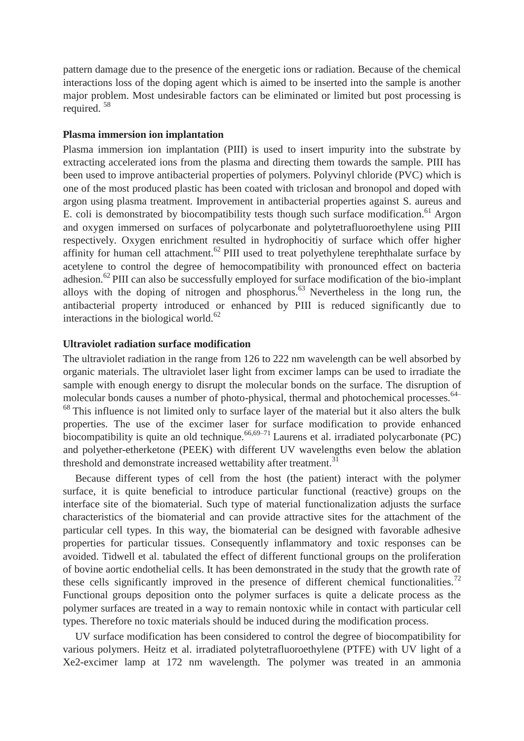pattern damage due to the presence of the energetic ions or radiation. Because of the chemical interactions loss of the doping agent which is aimed to be inserted into the sample is another major problem. Most undesirable factors can be eliminated or limited but post processing is required. [58]

**Plasma immersion ion implantation**

Plasma immersion ion implantation (PIII) is used to insert impurity into the substrate by extracting accelerated ions from the plasma and directing them towards the sample. PIII has been used to improve antibacterial properties of polymers. Polyvinyl chloride (PVC) which is one of the most produced plastic has been coated with triclosan and bronopol and doped with argon using plasma treatment. Improvement in antibacterial properties against S. aureus and E. coli is demonstrated by biocompatibility tests though such surface modification.[61] Argon and oxygen immersed on surfaces of polycarbonate and polytetrafluoroethylene using PIII respectively. Oxygen enrichment resulted in hydrophocitiy of surface which offer higher affinity for human cell attachment.[62] PIII used to treat polyethylene terephthalate surface by acetylene to control the degree of hemocompatibility with pronounced effect on bacteria adhesion.[62] PIII can also be successfully employed for surface modification of the bio-implant alloys with the doping of nitrogen and phosphorus.[63] Nevertheless in the long run, the antibacterial property introduced or enhanced by PIII is reduced significantly due to interactions in the biological world.[62]

**Ultraviolet radiation surface modification**

The ultraviolet radiation in the range from 126 to 222 nm wavelength can be well absorbed by organic materials. The ultraviolet laser light from excimer lamps can be used to irradiate the sample with enough energy to disrupt the molecular bonds on the surface. The disruption of molecular bonds causes a number of photo-physical, thermal and photochemical processes.[64–68] This influence is not limited only to surface layer of the material but it also alters the bulk properties. The use of the excimer laser for surface modification to provide enhanced biocompatibility is quite an old technique.[66,69–71] Laurens et al. irradiated polycarbonate (PC) and polyether-etherketone (PEEK) with different UV wavelengths even below the ablation threshold and demonstrate increased wettability after treatment.[31]

Because different types of cell from the host (the patient) interact with the polymer surface, it is quite beneficial to introduce particular functional (reactive) groups on the interface site of the biomaterial. Such type of material functionalization adjusts the surface characteristics of the biomaterial and can provide attractive sites for the attachment of the particular cell types. In this way, the biomaterial can be designed with favorable adhesive properties for particular tissues. Consequently inflammatory and toxic responses can be avoided. Tidwell et al. tabulated the effect of different functional groups on the proliferation of bovine aortic endothelial cells. It has been demonstrated in the study that the growth rate of these cells significantly improved in the presence of different chemical functionalities.[72] Functional groups deposition onto the polymer surfaces is quite a delicate process as the polymer surfaces are treated in a way to remain nontoxic while in contact with particular cell types. Therefore no toxic materials should be induced during the modification process.

UV surface modification has been considered to control the degree of biocompatibility for various polymers. Heitz et al. irradiated polytetrafluoroethylene (PTFE) with UV light of a Xe2-excimer lamp at 172 nm wavelength. The polymer was treated in an ammonia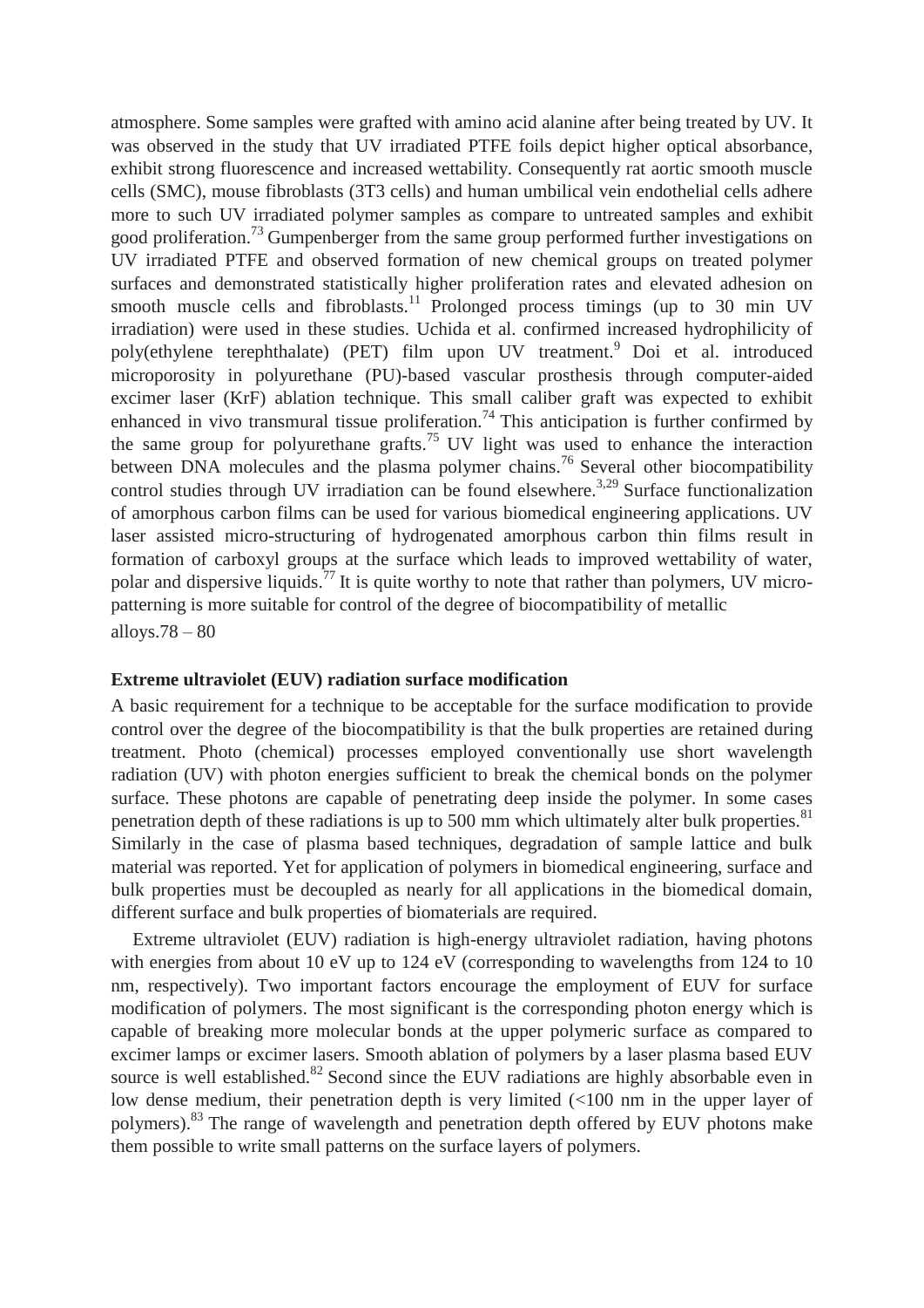atmosphere. Some samples were grafted with amino acid alanine after being treated by UV. It was observed in the study that UV irradiated PTFE foils depict higher optical absorbance, exhibit strong fluorescence and increased wettability. Consequently rat aortic smooth muscle cells (SMC), mouse fibroblasts (3T3 cells) and human umbilical vein endothelial cells adhere more to such UV irradiated polymer samples as compare to untreated samples and exhibit good proliferation.[73] Gumpenberger from the same group performed further investigations on UV irradiated PTFE and observed formation of new chemical groups on treated polymer surfaces and demonstrated statistically higher proliferation rates and elevated adhesion on smooth muscle cells and fibroblasts.[11] Prolonged process timings (up to 30 min UV irradiation) were used in these studies. Uchida et al. confirmed increased hydrophilicity of poly(ethylene terephthalate) (PET) film upon UV treatment.[9] Doi et al. introduced microporosity in polyurethane (PU)-based vascular prosthesis through computer-aided excimer laser (KrF) ablation technique. This small caliber graft was expected to exhibit enhanced in vivo transmural tissue proliferation.[74] This anticipation is further confirmed by the same group for polyurethane grafts.[75] UV light was used to enhance the interaction between DNA molecules and the plasma polymer chains.[76] Several other biocompatibility control studies through UV irradiation can be found elsewhere.[3,29] Surface functionalization of amorphous carbon films can be used for various biomedical engineering applications. UV laser assisted micro-structuring of hydrogenated amorphous carbon thin films result in formation of carboxyl groups at the surface which leads to improved wettability of water, polar and dispersive liquids.[77] It is quite worthy to note that rather than polymers, UV micro-patterning is more suitable for control of the degree of biocompatibility of metallic alloys.78 – 80

**Extreme ultraviolet (EUV) radiation surface modification**

A basic requirement for a technique to be acceptable for the surface modification to provide control over the degree of the biocompatibility is that the bulk properties are retained during treatment. Photo (chemical) processes employed conventionally use short wavelength radiation (UV) with photon energies sufficient to break the chemical bonds on the polymer surface. These photons are capable of penetrating deep inside the polymer. In some cases penetration depth of these radiations is up to 500 mm which ultimately alter bulk properties.[81] Similarly in the case of plasma based techniques, degradation of sample lattice and bulk material was reported. Yet for application of polymers in biomedical engineering, surface and bulk properties must be decoupled as nearly for all applications in the biomedical domain, different surface and bulk properties of biomaterials are required.

Extreme ultraviolet (EUV) radiation is high-energy ultraviolet radiation, having photons with energies from about 10 eV up to 124 eV (corresponding to wavelengths from 124 to 10 nm, respectively). Two important factors encourage the employment of EUV for surface modification of polymers. The most significant is the corresponding photon energy which is capable of breaking more molecular bonds at the upper polymeric surface as compared to excimer lamps or excimer lasers. Smooth ablation of polymers by a laser plasma based EUV source is well established.[82] Second since the EUV radiations are highly absorbable even in low dense medium, their penetration depth is very limited (<100 nm in the upper layer of polymers).[83] The range of wavelength and penetration depth offered by EUV photons make them possible to write small patterns on the surface layers of polymers.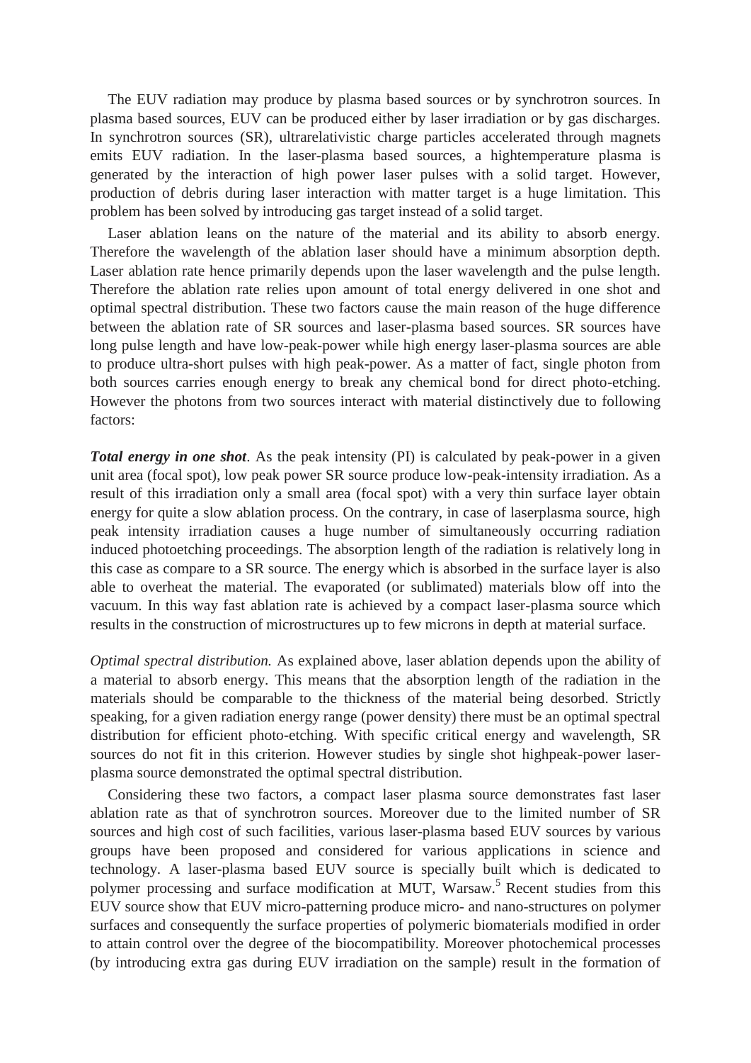The EUV radiation may produce by plasma based sources or by synchrotron sources. In plasma based sources, EUV can be produced either by laser irradiation or by gas discharges. In synchrotron sources (SR), ultrarelativistic charge particles accelerated through magnets emits EUV radiation. In the laser-plasma based sources, a hightemperature plasma is generated by the interaction of high power laser pulses with a solid target. However, production of debris during laser interaction with matter target is a huge limitation. This problem has been solved by introducing gas target instead of a solid target.

Laser ablation leans on the nature of the material and its ability to absorb energy. Therefore the wavelength of the ablation laser should have a minimum absorption depth. Laser ablation rate hence primarily depends upon the laser wavelength and the pulse length. Therefore the ablation rate relies upon amount of total energy delivered in one shot and optimal spectral distribution. These two factors cause the main reason of the huge difference between the ablation rate of SR sources and laser-plasma based sources. SR sources have long pulse length and have low-peak-power while high energy laser-plasma sources are able to produce ultra-short pulses with high peak-power. As a matter of fact, single photon from both sources carries enough energy to break any chemical bond for direct photo-etching. However the photons from two sources interact with material distinctively due to following factors:

***Total energy in one shot***. As the peak intensity (PI) is calculated by peak-power in a given unit area (focal spot), low peak power SR source produce low-peak-intensity irradiation. As a result of this irradiation only a small area (focal spot) with a very thin surface layer obtain energy for quite a slow ablation process. On the contrary, in case of laserplasma source, high peak intensity irradiation causes a huge number of simultaneously occurring radiation induced photoetching proceedings. The absorption length of the radiation is relatively long in this case as compare to a SR source. The energy which is absorbed in the surface layer is also able to overheat the material. The evaporated (or sublimated) materials blow off into the vacuum. In this way fast ablation rate is achieved by a compact laser-plasma source which results in the construction of microstructures up to few microns in depth at material surface.

*Optimal spectral distribution.* As explained above, laser ablation depends upon the ability of a material to absorb energy. This means that the absorption length of the radiation in the materials should be comparable to the thickness of the material being desorbed. Strictly speaking, for a given radiation energy range (power density) there must be an optimal spectral distribution for efficient photo-etching. With specific critical energy and wavelength, SR sources do not fit in this criterion. However studies by single shot highpeak-power laser-plasma source demonstrated the optimal spectral distribution.

Considering these two factors, a compact laser plasma source demonstrates fast laser ablation rate as that of synchrotron sources. Moreover due to the limited number of SR sources and high cost of such facilities, various laser-plasma based EUV sources by various groups have been proposed and considered for various applications in science and technology. A laser-plasma based EUV source is specially built which is dedicated to polymer processing and surface modification at MUT, Warsaw.[5] Recent studies from this EUV source show that EUV micro-patterning produce micro- and nano-structures on polymer surfaces and consequently the surface properties of polymeric biomaterials modified in order to attain control over the degree of the biocompatibility. Moreover photochemical processes (by introducing extra gas during EUV irradiation on the sample) result in the formation of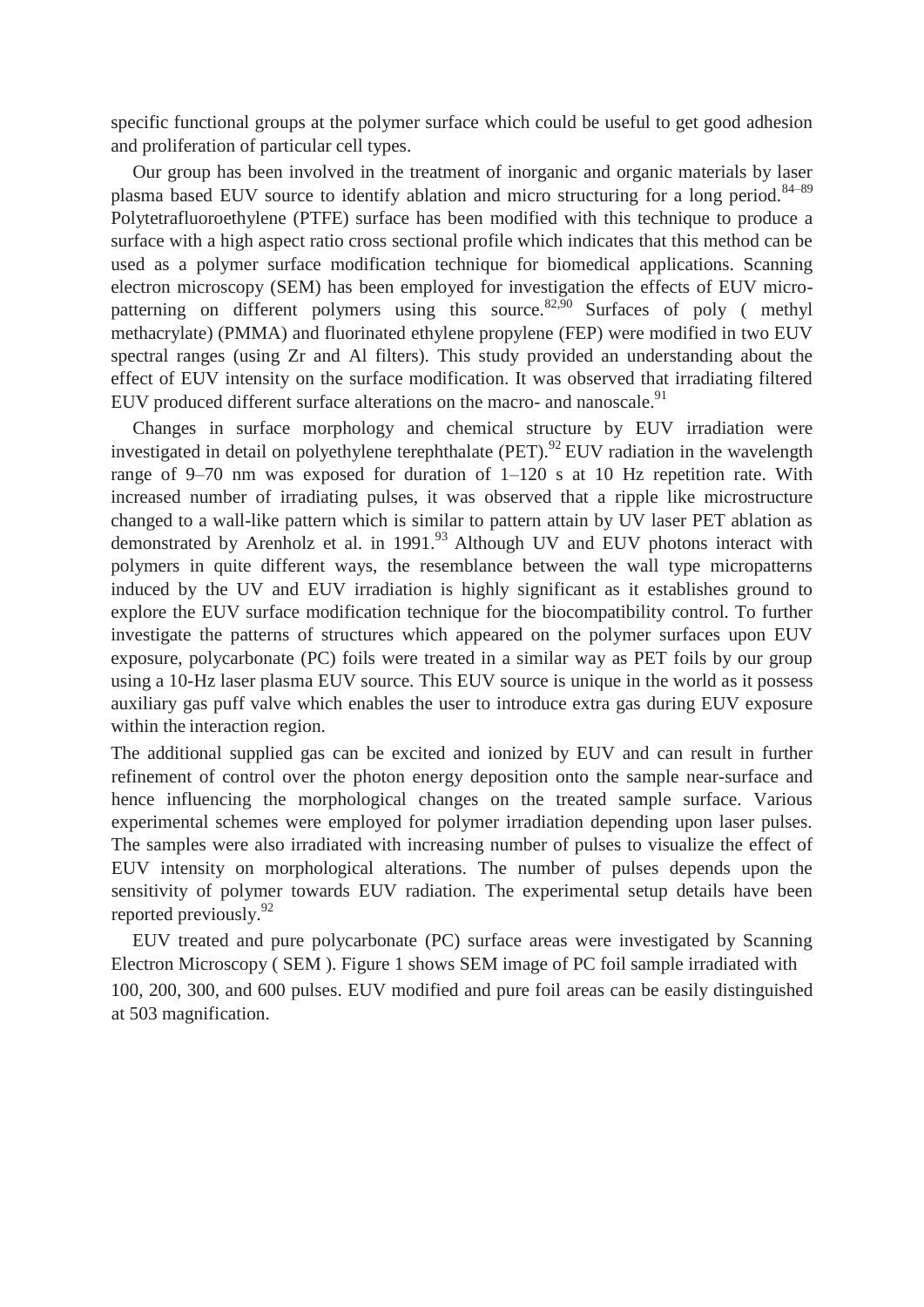specific functional groups at the polymer surface which could be useful to get good adhesion and proliferation of particular cell types.

Our group has been involved in the treatment of inorganic and organic materials by laser plasma based EUV source to identify ablation and micro structuring for a long period.[84–89] Polytetrafluoroethylene (PTFE) surface has been modified with this technique to produce a surface with a high aspect ratio cross sectional profile which indicates that this method can be used as a polymer surface modification technique for biomedical applications. Scanning electron microscopy (SEM) has been employed for investigation the effects of EUV micro-patterning on different polymers using this source.[82,90] Surfaces of poly ( methyl methacrylate) (PMMA) and fluorinated ethylene propylene (FEP) were modified in two EUV spectral ranges (using Zr and Al filters). This study provided an understanding about the effect of EUV intensity on the surface modification. It was observed that irradiating filtered EUV produced different surface alterations on the macro- and nanoscale.[91]

Changes in surface morphology and chemical structure by EUV irradiation were investigated in detail on polyethylene terephthalate (PET).[92] EUV radiation in the wavelength range of 9–70 nm was exposed for duration of 1–120 s at 10 Hz repetition rate. With increased number of irradiating pulses, it was observed that a ripple like microstructure changed to a wall-like pattern which is similar to pattern attain by UV laser PET ablation as demonstrated by Arenholz et al. in 1991.[93] Although UV and EUV photons interact with polymers in quite different ways, the resemblance between the wall type micropatterns induced by the UV and EUV irradiation is highly significant as it establishes ground to explore the EUV surface modification technique for the biocompatibility control. To further investigate the patterns of structures which appeared on the polymer surfaces upon EUV exposure, polycarbonate (PC) foils were treated in a similar way as PET foils by our group using a 10-Hz laser plasma EUV source. This EUV source is unique in the world as it possess auxiliary gas puff valve which enables the user to introduce extra gas during EUV exposure within the interaction region.

The additional supplied gas can be excited and ionized by EUV and can result in further refinement of control over the photon energy deposition onto the sample near-surface and hence influencing the morphological changes on the treated sample surface. Various experimental schemes were employed for polymer irradiation depending upon laser pulses. The samples were also irradiated with increasing number of pulses to visualize the effect of EUV intensity on morphological alterations. The number of pulses depends upon the sensitivity of polymer towards EUV radiation. The experimental setup details have been reported previously.[92]

EUV treated and pure polycarbonate (PC) surface areas were investigated by Scanning Electron Microscopy ( SEM ). Figure 1 shows SEM image of PC foil sample irradiated with 100, 200, 300, and 600 pulses. EUV modified and pure foil areas can be easily distinguished at 503 magnification.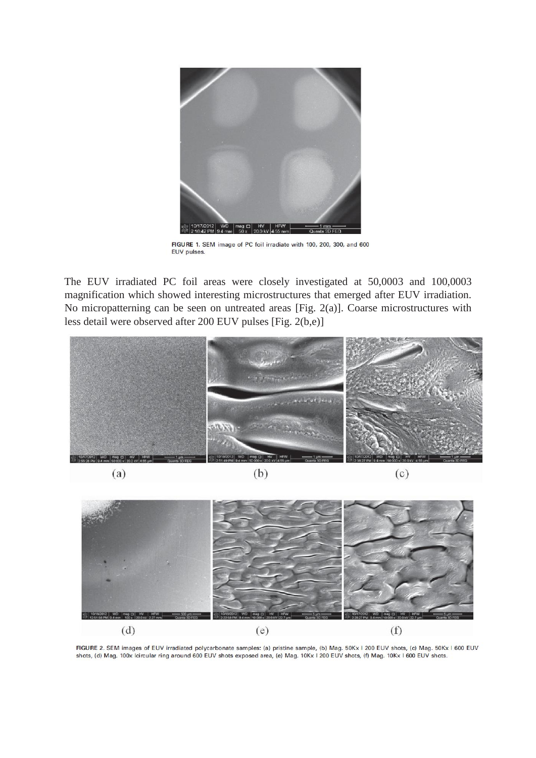FIGURE 1. SEM image of PC foil irradiate with 100, 200, 300, and 600 EUV pulses.

The EUV irradiated PC foil areas were closely investigated at 50,0003 and 100,0003 magnification which showed interesting microstructures that emerged after EUV irradiation. No micropatterning can be seen on untreated areas [Fig. 2(a)]. Coarse microstructures with less detail were observed after 200 EUV pulses [Fig. 2(b,e)]

FIGURE 2. SEM images of EUV irradiated polycarbonate samples: (a) pristine sample, (b) Mag. 50Kx | 200 EUV shots, (c) Mag. 50Kx | 600 EUV shots, (d) Mag. 100x |circular ring around 600 EUV shots exposed area, (e) Mag. 10Kx | 200 EUV shots, (f) Mag. 10Kx | 600 EUV shots.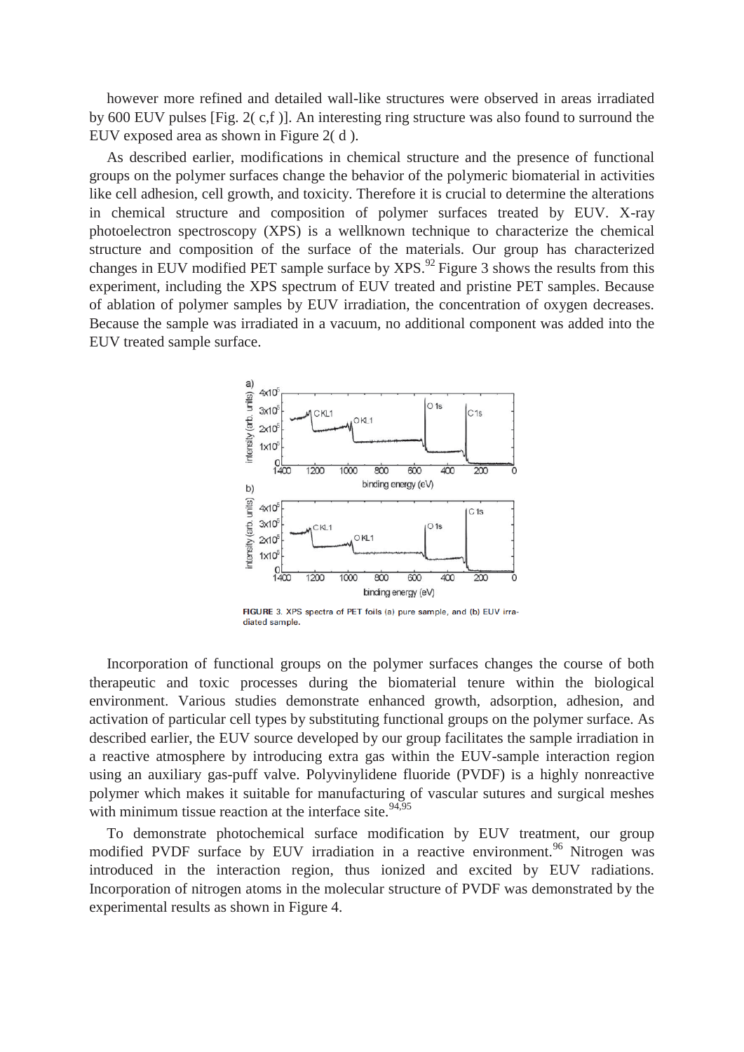however more refined and detailed wall-like structures were observed in areas irradiated by 600 EUV pulses [Fig. 2( c,f )]. An interesting ring structure was also found to surround the EUV exposed area as shown in Figure 2( d ).

As described earlier, modifications in chemical structure and the presence of functional groups on the polymer surfaces change the behavior of the polymeric biomaterial in activities like cell adhesion, cell growth, and toxicity. Therefore it is crucial to determine the alterations in chemical structure and composition of polymer surfaces treated by EUV. X-ray photoelectron spectroscopy (XPS) is a wellknown technique to characterize the chemical structure and composition of the surface of the materials. Our group has characterized changes in EUV modified PET sample surface by XPS.[92] Figure 3 shows the results from this experiment, including the XPS spectrum of EUV treated and pristine PET samples. Because of ablation of polymer samples by EUV irradiation, the concentration of oxygen decreases. Because the sample was irradiated in a vacuum, no additional component was added into the EUV treated sample surface.

FIGURE 3. XPS spectra of PET foils (a) pure sample, and (b) EUV irradiated sample.

Incorporation of functional groups on the polymer surfaces changes the course of both therapeutic and toxic processes during the biomaterial tenure within the biological environment. Various studies demonstrate enhanced growth, adsorption, adhesion, and activation of particular cell types by substituting functional groups on the polymer surface. As described earlier, the EUV source developed by our group facilitates the sample irradiation in a reactive atmosphere by introducing extra gas within the EUV-sample interaction region using an auxiliary gas-puff valve. Polyvinylidene fluoride (PVDF) is a highly nonreactive polymer which makes it suitable for manufacturing of vascular sutures and surgical meshes with minimum tissue reaction at the interface site.[94,95]

To demonstrate photochemical surface modification by EUV treatment, our group modified PVDF surface by EUV irradiation in a reactive environment.[96] Nitrogen was introduced in the interaction region, thus ionized and excited by EUV radiations. Incorporation of nitrogen atoms in the molecular structure of PVDF was demonstrated by the experimental results as shown in Figure 4.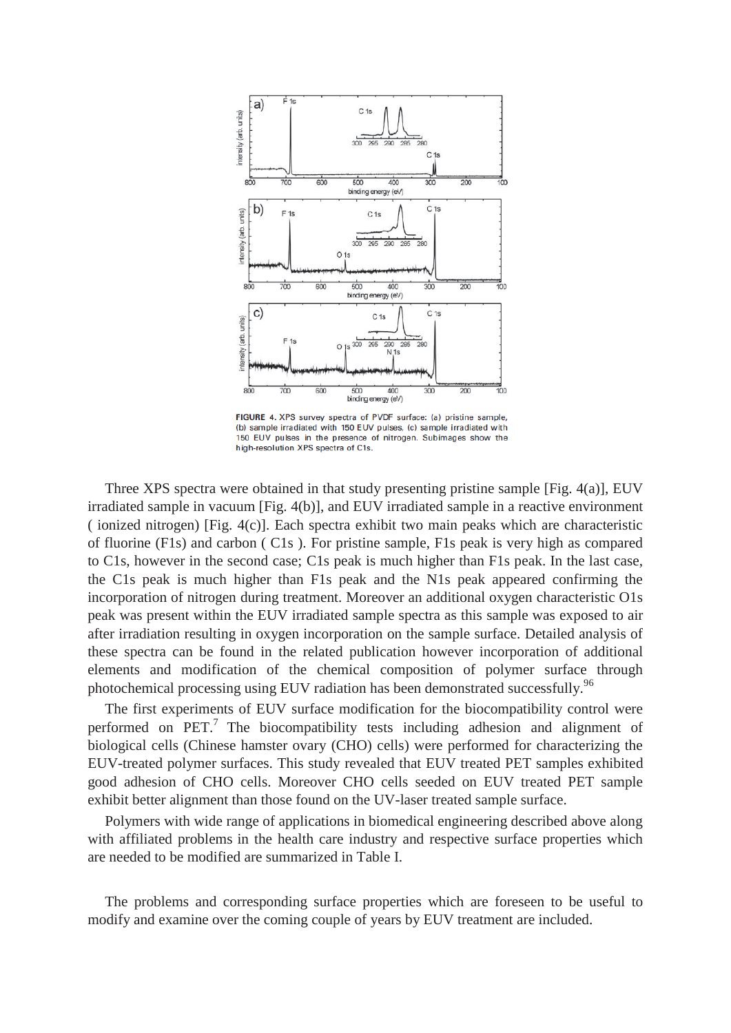FIGURE 4. XPS survey spectra of PVDF surface: (a) pristine sample, (b) sample irradiated with 150 EUV pulses, (c) sample irradiated with 150 EUV pulses in the presence of nitrogen. Subimages show the high-resolution XPS spectra of C1s.

Three XPS spectra were obtained in that study presenting pristine sample [Fig. 4(a)], EUV irradiated sample in vacuum [Fig. 4(b)], and EUV irradiated sample in a reactive environment ( ionized nitrogen) [Fig. 4(c)]. Each spectra exhibit two main peaks which are characteristic of fluorine (F1s) and carbon ( C1s ). For pristine sample, F1s peak is very high as compared to C1s, however in the second case; C1s peak is much higher than F1s peak. In the last case, the C1s peak is much higher than F1s peak and the N1s peak appeared confirming the incorporation of nitrogen during treatment. Moreover an additional oxygen characteristic O1s peak was present within the EUV irradiated sample spectra as this sample was exposed to air after irradiation resulting in oxygen incorporation on the sample surface. Detailed analysis of these spectra can be found in the related publication however incorporation of additional elements and modification of the chemical composition of polymer surface through photochemical processing using EUV radiation has been demonstrated successfully.[96]

The first experiments of EUV surface modification for the biocompatibility control were performed on PET.[7] The biocompatibility tests including adhesion and alignment of biological cells (Chinese hamster ovary (CHO) cells) were performed for characterizing the EUV-treated polymer surfaces. This study revealed that EUV treated PET samples exhibited good adhesion of CHO cells. Moreover CHO cells seeded on EUV treated PET sample exhibit better alignment than those found on the UV-laser treated sample surface.

Polymers with wide range of applications in biomedical engineering described above along with affiliated problems in the health care industry and respective surface properties which are needed to be modified are summarized in Table I.

The problems and corresponding surface properties which are foreseen to be useful to modify and examine over the coming couple of years by EUV treatment are included.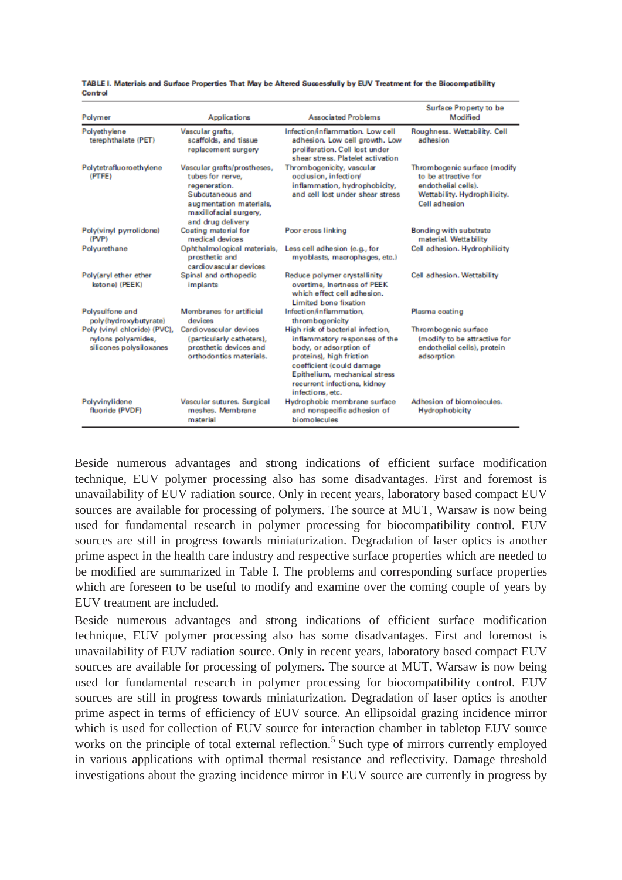**TABLE I. Materials and Surface Properties That May be Altered Successfully by EUV Treatment for the Biocompatibility Control**

| Polymer | Applications | Associated Problems | Surface Property to be Modified |
|---|---|---|---|
| Polyethylene terephthalate (PET) | Vascular grafts, scaffolds, and tissue replacement surgery | Infection/inflammation. Low cell adhesion. Low cell growth. Low proliferation. Cell lost under shear stress. Platelet activation | Roughness. Wettability. Cell adhesion |
| Polytetrafluoroethylene (PTFE) | Vascular grafts/prostheses, tubes for nerve, regeneration. Subcutaneous and augmentation materials, maxillofacial surgery, and drug delivery | Thrombogenicity, vascular occlusion, infection/inflammation, hydrophobicity, and cell lost under shear stress | Thrombogenic surface (modify to be attractive for endothelial cells). Wettability. Hydrophilicity. Cell adhesion |
| Poly(vinyl pyrrolidone) (PVP) | Coating material for medical devices | Poor cross linking | Bonding with substrate material. Wettability |
| Polyurethane | Ophthalmological materials, prosthetic and cardiovascular devices | Less cell adhesion (e.g., for myoblasts, macrophages, etc.) | Cell adhesion. Hydrophilicity |
| Poly(aryl ether ether ketone) (PEEK) | Spinal and orthopedic implants | Reduce polymer crystallinity overtime, Inertness of PEEK which effect cell adhesion. Limited bone fixation | Cell adhesion. Wettability |
| Polysulfone and poly(hydroxybutyrate) | Membranes for artificial devices | Infection/inflammation, thrombogenicity | Plasma coating |
| Poly (vinyl chloride) (PVC), nylons polyamides, silicones polysiloxanes | Cardiovascular devices (particularly catheters), prosthetic devices and orthodontics materials. | High risk of bacterial infection, inflammatory responses of the body, or adsorption of proteins), high friction coefficient (could damage Epithelium, mechanical stress recurrent infections, kidney infections, etc. | Thrombogenic surface (modify to be attractive for endothelial cells), protein adsorption |
| Polyvinylidene fluoride (PVDF) | Vascular sutures. Surgical meshes. Membrane material | Hydrophobic membrane surface and nonspecific adhesion of biomolecules | Adhesion of biomolecules. Hydrophobicity |

Beside numerous advantages and strong indications of efficient surface modification technique, EUV polymer processing also has some disadvantages. First and foremost is unavailability of EUV radiation source. Only in recent years, laboratory based compact EUV sources are available for processing of polymers. The source at MUT, Warsaw is now being used for fundamental research in polymer processing for biocompatibility control. EUV sources are still in progress towards miniaturization. Degradation of laser optics is another prime aspect in the health care industry and respective surface properties which are needed to be modified are summarized in Table I. The problems and corresponding surface properties which are foreseen to be useful to modify and examine over the coming couple of years by EUV treatment are included.

Beside numerous advantages and strong indications of efficient surface modification technique, EUV polymer processing also has some disadvantages. First and foremost is unavailability of EUV radiation source. Only in recent years, laboratory based compact EUV sources are available for processing of polymers. The source at MUT, Warsaw is now being used for fundamental research in polymer processing for biocompatibility control. EUV sources are still in progress towards miniaturization. Degradation of laser optics is another prime aspect in terms of efficiency of EUV source. An ellipsoidal grazing incidence mirror which is used for collection of EUV source for interaction chamber in tabletop EUV source works on the principle of total external reflection.[5] Such type of mirrors currently employed in various applications with optimal thermal resistance and reflectivity. Damage threshold investigations about the grazing incidence mirror in EUV source are currently in progress by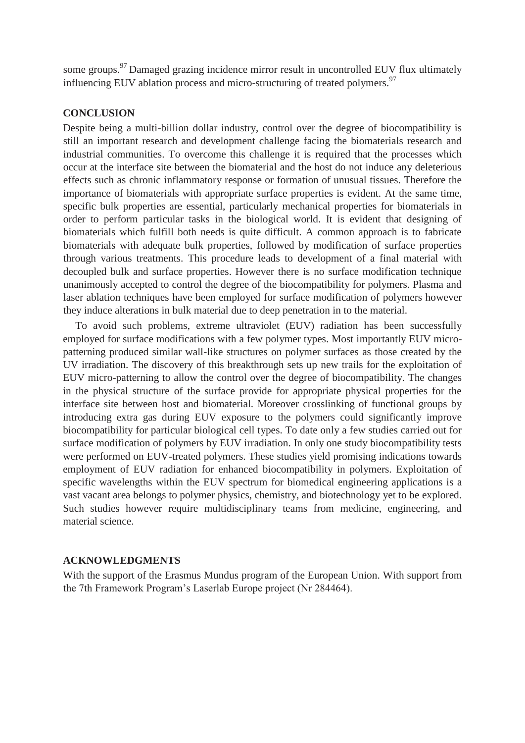some groups.[97] Damaged grazing incidence mirror result in uncontrolled EUV flux ultimately influencing EUV ablation process and micro-structuring of treated polymers.[97]

## CONCLUSION

Despite being a multi-billion dollar industry, control over the degree of biocompatibility is still an important research and development challenge facing the biomaterials research and industrial communities. To overcome this challenge it is required that the processes which occur at the interface site between the biomaterial and the host do not induce any deleterious effects such as chronic inflammatory response or formation of unusual tissues. Therefore the importance of biomaterials with appropriate surface properties is evident. At the same time, specific bulk properties are essential, particularly mechanical properties for biomaterials in order to perform particular tasks in the biological world. It is evident that designing of biomaterials which fulfill both needs is quite difficult. A common approach is to fabricate biomaterials with adequate bulk properties, followed by modification of surface properties through various treatments. This procedure leads to development of a final material with decoupled bulk and surface properties. However there is no surface modification technique unanimously accepted to control the degree of the biocompatibility for polymers. Plasma and laser ablation techniques have been employed for surface modification of polymers however they induce alterations in bulk material due to deep penetration in to the material.

To avoid such problems, extreme ultraviolet (EUV) radiation has been successfully employed for surface modifications with a few polymer types. Most importantly EUV micro-patterning produced similar wall-like structures on polymer surfaces as those created by the UV irradiation. The discovery of this breakthrough sets up new trails for the exploitation of EUV micro-patterning to allow the control over the degree of biocompatibility. The changes in the physical structure of the surface provide for appropriate physical properties for the interface site between host and biomaterial. Moreover crosslinking of functional groups by introducing extra gas during EUV exposure to the polymers could significantly improve biocompatibility for particular biological cell types. To date only a few studies carried out for surface modification of polymers by EUV irradiation. In only one study biocompatibility tests were performed on EUV-treated polymers. These studies yield promising indications towards employment of EUV radiation for enhanced biocompatibility in polymers. Exploitation of specific wavelengths within the EUV spectrum for biomedical engineering applications is a vast vacant area belongs to polymer physics, chemistry, and biotechnology yet to be explored. Such studies however require multidisciplinary teams from medicine, engineering, and material science.

## ACKNOWLEDGMENTS

With the support of the Erasmus Mundus program of the European Union. With support from the 7th Framework Program's Laserlab Europe project (Nr 284464).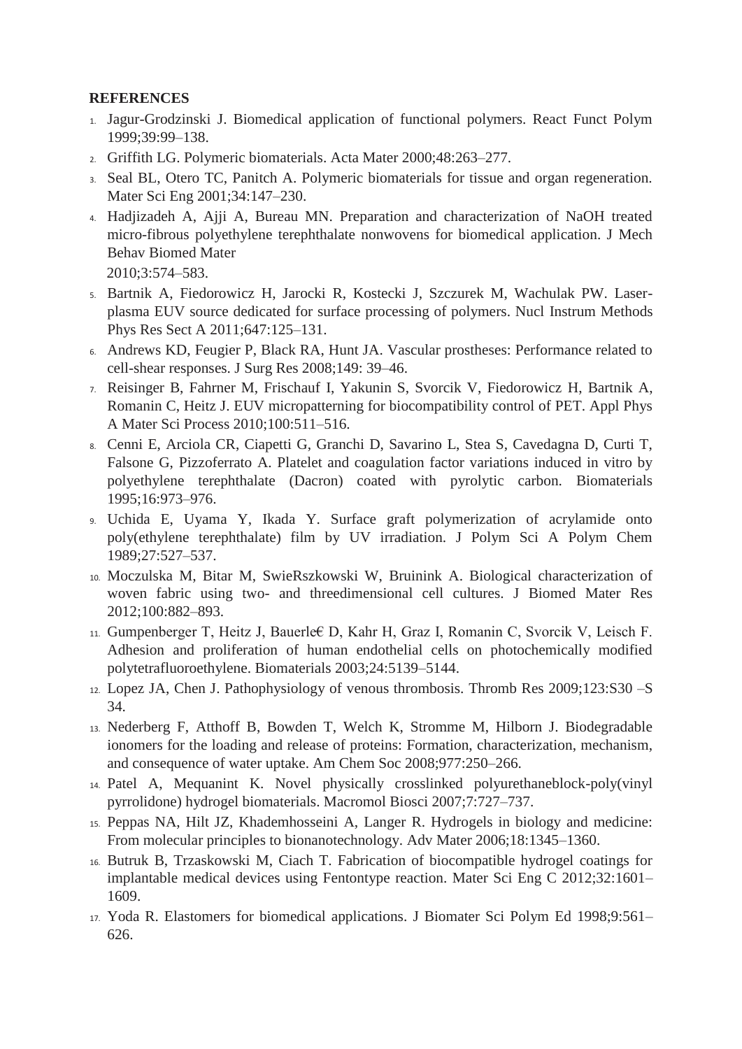**REFERENCES**

1. Jagur-Grodzinski J. Biomedical application of functional polymers. React Funct Polym 1999;39:99–138.
2. Griffith LG. Polymeric biomaterials. Acta Mater 2000;48:263–277.
3. Seal BL, Otero TC, Panitch A. Polymeric biomaterials for tissue and organ regeneration. Mater Sci Eng 2001;34:147–230.
4. Hadjizadeh A, Ajji A, Bureau MN. Preparation and characterization of NaOH treated micro-fibrous polyethylene terephthalate nonwovens for biomedical application. J Mech Behav Biomed Mater 2010;3:574–583.
5. Bartnik A, Fiedorowicz H, Jarocki R, Kostecki J, Szczurek M, Wachulak PW. Laser-plasma EUV source dedicated for surface processing of polymers. Nucl Instrum Methods Phys Res Sect A 2011;647:125–131.
6. Andrews KD, Feugier P, Black RA, Hunt JA. Vascular prostheses: Performance related to cell-shear responses. J Surg Res 2008;149: 39–46.
7. Reisinger B, Fahrner M, Frischauf I, Yakunin S, Svorcik V, Fiedorowicz H, Bartnik A, Romanin C, Heitz J. EUV micropatterning for biocompatibility control of PET. Appl Phys A Mater Sci Process 2010;100:511–516.
8. Cenni E, Arciola CR, Ciapetti G, Granchi D, Savarino L, Stea S, Cavedagna D, Curti T, Falsone G, Pizzoferrato A. Platelet and coagulation factor variations induced in vitro by polyethylene terephthalate (Dacron) coated with pyrolytic carbon. Biomaterials 1995;16:973–976.
9. Uchida E, Uyama Y, Ikada Y. Surface graft polymerization of acrylamide onto poly(ethylene terephthalate) film by UV irradiation. J Polym Sci A Polym Chem 1989;27:527–537.
10. Moczulska M, Bitar M, SwieRszkowski W, Bruinink A. Biological characterization of woven fabric using two- and threedimensional cell cultures. J Biomed Mater Res 2012;100:882–893.
11. Gumpenberger T, Heitz J, Bauerle€ D, Kahr H, Graz I, Romanin C, Svorcik V, Leisch F. Adhesion and proliferation of human endothelial cells on photochemically modified polytetrafluoroethylene. Biomaterials 2003;24:5139–5144.
12. Lopez JA, Chen J. Pathophysiology of venous thrombosis. Thromb Res 2009;123:S30 –S 34.
13. Nederberg F, Atthoff B, Bowden T, Welch K, Stromme M, Hilborn J. Biodegradable ionomers for the loading and release of proteins: Formation, characterization, mechanism, and consequence of water uptake. Am Chem Soc 2008;977:250–266.
14. Patel A, Mequanint K. Novel physically crosslinked polyurethaneblock-poly(vinyl pyrrolidone) hydrogel biomaterials. Macromol Biosci 2007;7:727–737.
15. Peppas NA, Hilt JZ, Khademhosseini A, Langer R. Hydrogels in biology and medicine: From molecular principles to bionanotechnology. Adv Mater 2006;18:1345–1360.
16. Butruk B, Trzaskowski M, Ciach T. Fabrication of biocompatible hydrogel coatings for implantable medical devices using Fentontype reaction. Mater Sci Eng C 2012;32:1601–1609.
17. Yoda R. Elastomers for biomedical applications. J Biomater Sci Polym Ed 1998;9:561–626.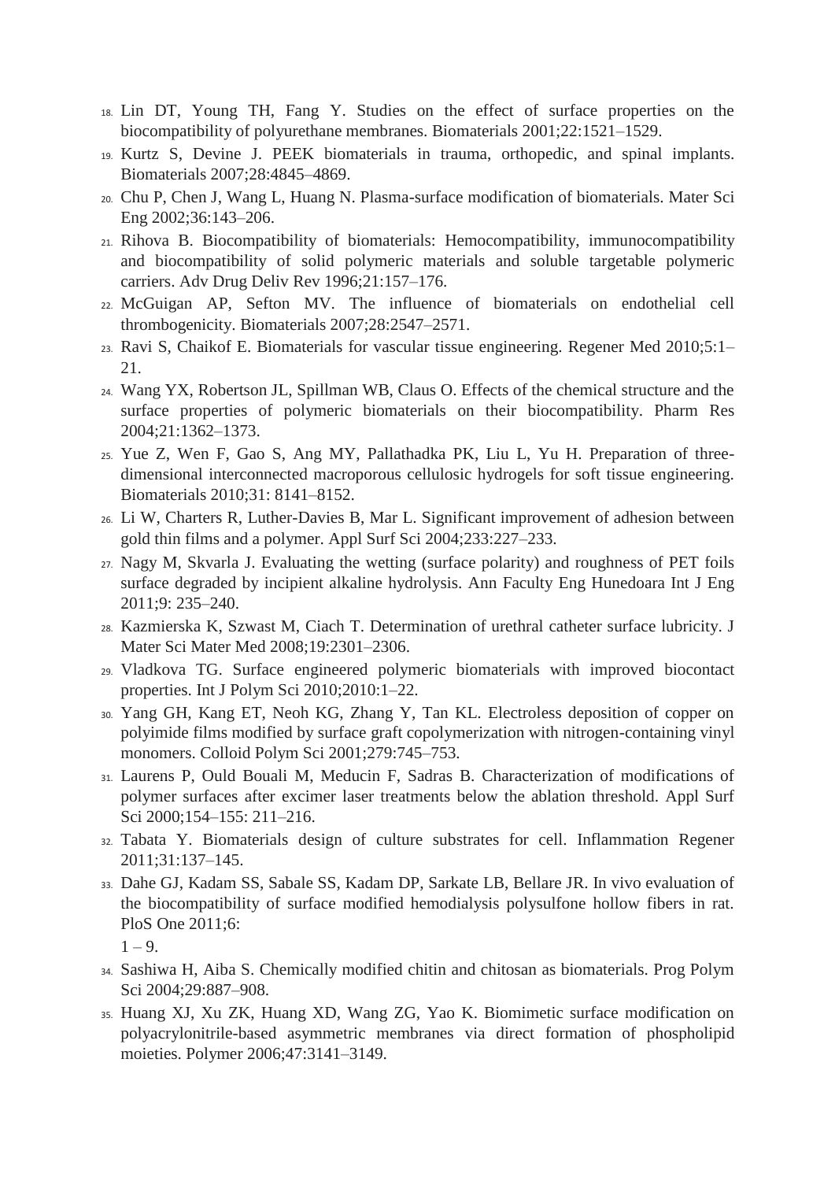18. Lin DT, Young TH, Fang Y. Studies on the effect of surface properties on the biocompatibility of polyurethane membranes. Biomaterials 2001;22:1521–1529.
19. Kurtz S, Devine J. PEEK biomaterials in trauma, orthopedic, and spinal implants. Biomaterials 2007;28:4845–4869.
20. Chu P, Chen J, Wang L, Huang N. Plasma-surface modification of biomaterials. Mater Sci Eng 2002;36:143–206.
21. Rihova B. Biocompatibility of biomaterials: Hemocompatibility, immunocompatibility and biocompatibility of solid polymeric materials and soluble targetable polymeric carriers. Adv Drug Deliv Rev 1996;21:157–176.
22. McGuigan AP, Sefton MV. The influence of biomaterials on endothelial cell thrombogenicity. Biomaterials 2007;28:2547–2571.
23. Ravi S, Chaikof E. Biomaterials for vascular tissue engineering. Regener Med 2010;5:1–21.
24. Wang YX, Robertson JL, Spillman WB, Claus O. Effects of the chemical structure and the surface properties of polymeric biomaterials on their biocompatibility. Pharm Res 2004;21:1362–1373.
25. Yue Z, Wen F, Gao S, Ang MY, Pallathadka PK, Liu L, Yu H. Preparation of three-dimensional interconnected macroporous cellulosic hydrogels for soft tissue engineering. Biomaterials 2010;31: 8141–8152.
26. Li W, Charters R, Luther-Davies B, Mar L. Significant improvement of adhesion between gold thin films and a polymer. Appl Surf Sci 2004;233:227–233.
27. Nagy M, Skvarla J. Evaluating the wetting (surface polarity) and roughness of PET foils surface degraded by incipient alkaline hydrolysis. Ann Faculty Eng Hunedoara Int J Eng 2011;9: 235–240.
28. Kazmierska K, Szwast M, Ciach T. Determination of urethral catheter surface lubricity. J Mater Sci Mater Med 2008;19:2301–2306.
29. Vladkova TG. Surface engineered polymeric biomaterials with improved biocontact properties. Int J Polym Sci 2010;2010:1–22.
30. Yang GH, Kang ET, Neoh KG, Zhang Y, Tan KL. Electroless deposition of copper on polyimide films modified by surface graft copolymerization with nitrogen-containing vinyl monomers. Colloid Polym Sci 2001;279:745–753.
31. Laurens P, Ould Bouali M, Meducin F, Sadras B. Characterization of modifications of polymer surfaces after excimer laser treatments below the ablation threshold. Appl Surf Sci 2000;154–155: 211–216.
32. Tabata Y. Biomaterials design of culture substrates for cell. Inflammation Regener 2011;31:137–145.
33. Dahe GJ, Kadam SS, Sabale SS, Kadam DP, Sarkate LB, Bellare JR. In vivo evaluation of the biocompatibility of surface modified hemodialysis polysulfone hollow fibers in rat. PloS One 2011;6:
1 – 9.
34. Sashiwa H, Aiba S. Chemically modified chitin and chitosan as biomaterials. Prog Polym Sci 2004;29:887–908.
35. Huang XJ, Xu ZK, Huang XD, Wang ZG, Yao K. Biomimetic surface modification on polyacrylonitrile-based asymmetric membranes via direct formation of phospholipid moieties. Polymer 2006;47:3141–3149.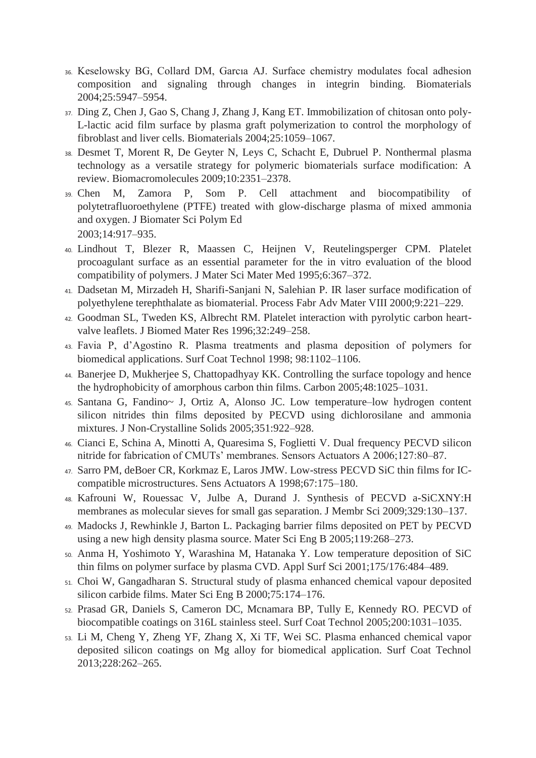36. Keselowsky BG, Collard DM, Garcıa AJ. Surface chemistry modulates focal adhesion composition and signaling through changes in integrin binding. Biomaterials 2004;25:5947–5954.
37. Ding Z, Chen J, Gao S, Chang J, Zhang J, Kang ET. Immobilization of chitosan onto poly-L-lactic acid film surface by plasma graft polymerization to control the morphology of fibroblast and liver cells. Biomaterials 2004;25:1059–1067.
38. Desmet T, Morent R, De Geyter N, Leys C, Schacht E, Dubruel P. Nonthermal plasma technology as a versatile strategy for polymeric biomaterials surface modification: A review. Biomacromolecules 2009;10:2351–2378.
39. Chen M, Zamora P, Som P. Cell attachment and biocompatibility of polytetrafluoroethylene (PTFE) treated with glow-discharge plasma of mixed ammonia and oxygen. J Biomater Sci Polym Ed 2003;14:917–935.
40. Lindhout T, Blezer R, Maassen C, Heijnen V, Reutelingsperger CPM. Platelet procoagulant surface as an essential parameter for the in vitro evaluation of the blood compatibility of polymers. J Mater Sci Mater Med 1995;6:367–372.
41. Dadsetan M, Mirzadeh H, Sharifi-Sanjani N, Salehian P. IR laser surface modification of polyethylene terephthalate as biomaterial. Process Fabr Adv Mater VIII 2000;9:221–229.
42. Goodman SL, Tweden KS, Albrecht RM. Platelet interaction with pyrolytic carbon heart-valve leaflets. J Biomed Mater Res 1996;32:249–258.
43. Favia P, d'Agostino R. Plasma treatments and plasma deposition of polymers for biomedical applications. Surf Coat Technol 1998; 98:1102–1106.
44. Banerjee D, Mukherjee S, Chattopadhyay KK. Controlling the surface topology and hence the hydrophobicity of amorphous carbon thin films. Carbon 2005;48:1025–1031.
45. Santana G, Fandino~ J, Ortiz A, Alonso JC. Low temperature–low hydrogen content silicon nitrides thin films deposited by PECVD using dichlorosilane and ammonia mixtures. J Non-Crystalline Solids 2005;351:922–928.
46. Cianci E, Schina A, Minotti A, Quaresima S, Foglietti V. Dual frequency PECVD silicon nitride for fabrication of CMUTs' membranes. Sensors Actuators A 2006;127:80–87.
47. Sarro PM, deBoer CR, Korkmaz E, Laros JMW. Low-stress PECVD SiC thin films for IC-compatible microstructures. Sens Actuators A 1998;67:175–180.
48. Kafrouni W, Rouessac V, Julbe A, Durand J. Synthesis of PECVD a-SiCXNY:H membranes as molecular sieves for small gas separation. J Membr Sci 2009;329:130–137.
49. Madocks J, Rewhinkle J, Barton L. Packaging barrier films deposited on PET by PECVD using a new high density plasma source. Mater Sci Eng B 2005;119:268–273.
50. Anma H, Yoshimoto Y, Warashina M, Hatanaka Y. Low temperature deposition of SiC thin films on polymer surface by plasma CVD. Appl Surf Sci 2001;175/176:484–489.
51. Choi W, Gangadharan S. Structural study of plasma enhanced chemical vapour deposited silicon carbide films. Mater Sci Eng B 2000;75:174–176.
52. Prasad GR, Daniels S, Cameron DC, Mcnamara BP, Tully E, Kennedy RO. PECVD of biocompatible coatings on 316L stainless steel. Surf Coat Technol 2005;200:1031–1035.
53. Li M, Cheng Y, Zheng YF, Zhang X, Xi TF, Wei SC. Plasma enhanced chemical vapor deposited silicon coatings on Mg alloy for biomedical application. Surf Coat Technol 2013;228:262–265.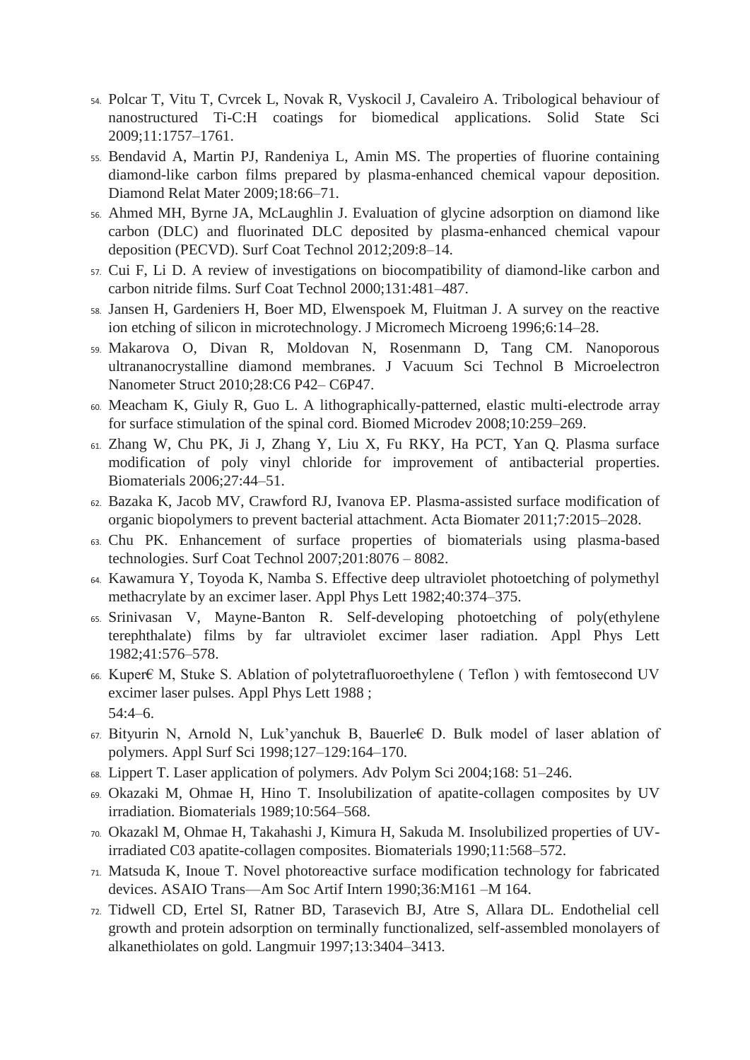54. Polcar T, Vitu T, Cvrcek L, Novak R, Vyskocil J, Cavaleiro A. Tribological behaviour of nanostructured Ti-C:H coatings for biomedical applications. Solid State Sci 2009;11:1757–1761.
55. Bendavid A, Martin PJ, Randeniya L, Amin MS. The properties of fluorine containing diamond-like carbon films prepared by plasma-enhanced chemical vapour deposition. Diamond Relat Mater 2009;18:66–71.
56. Ahmed MH, Byrne JA, McLaughlin J. Evaluation of glycine adsorption on diamond like carbon (DLC) and fluorinated DLC deposited by plasma-enhanced chemical vapour deposition (PECVD). Surf Coat Technol 2012;209:8–14.
57. Cui F, Li D. A review of investigations on biocompatibility of diamond-like carbon and carbon nitride films. Surf Coat Technol 2000;131:481–487.
58. Jansen H, Gardeniers H, Boer MD, Elwenspoek M, Fluitman J. A survey on the reactive ion etching of silicon in microtechnology. J Micromech Microeng 1996;6:14–28.
59. Makarova O, Divan R, Moldovan N, Rosenmann D, Tang CM. Nanoporous ultrananocrystalline diamond membranes. J Vacuum Sci Technol B Microelectron Nanometer Struct 2010;28:C6 P42– C6P47.
60. Meacham K, Giuly R, Guo L. A lithographically-patterned, elastic multi-electrode array for surface stimulation of the spinal cord. Biomed Microdev 2008;10:259–269.
61. Zhang W, Chu PK, Ji J, Zhang Y, Liu X, Fu RKY, Ha PCT, Yan Q. Plasma surface modification of poly vinyl chloride for improvement of antibacterial properties. Biomaterials 2006;27:44–51.
62. Bazaka K, Jacob MV, Crawford RJ, Ivanova EP. Plasma-assisted surface modification of organic biopolymers to prevent bacterial attachment. Acta Biomater 2011;7:2015–2028.
63. Chu PK. Enhancement of surface properties of biomaterials using plasma-based technologies. Surf Coat Technol 2007;201:8076 – 8082.
64. Kawamura Y, Toyoda K, Namba S. Effective deep ultraviolet photoetching of polymethyl methacrylate by an excimer laser. Appl Phys Lett 1982;40:374–375.
65. Srinivasan V, Mayne-Banton R. Self-developing photoetching of poly(ethylene terephthalate) films by far ultraviolet excimer laser radiation. Appl Phys Lett 1982;41:576–578.
66. Kuper€ M, Stuke S. Ablation of polytetrafluoroethylene ( Teflon ) with femtosecond UV excimer laser pulses. Appl Phys Lett 1988 ;
54:4–6.
67. Bityurin N, Arnold N, Luk'yanchuk B, Bauerle€ D. Bulk model of laser ablation of polymers. Appl Surf Sci 1998;127–129:164–170.
68. Lippert T. Laser application of polymers. Adv Polym Sci 2004;168: 51–246.
69. Okazaki M, Ohmae H, Hino T. Insolubilization of apatite-collagen composites by UV irradiation. Biomaterials 1989;10:564–568.
70. Okazakl M, Ohmae H, Takahashi J, Kimura H, Sakuda M. Insolubilized properties of UV-irradiated C03 apatite-collagen composites. Biomaterials 1990;11:568–572.
71. Matsuda K, Inoue T. Novel photoreactive surface modification technology for fabricated devices. ASAIO Trans—Am Soc Artif Intern 1990;36:M161 –M 164.
72. Tidwell CD, Ertel SI, Ratner BD, Tarasevich BJ, Atre S, Allara DL. Endothelial cell growth and protein adsorption on terminally functionalized, self-assembled monolayers of alkanethiolates on gold. Langmuir 1997;13:3404–3413.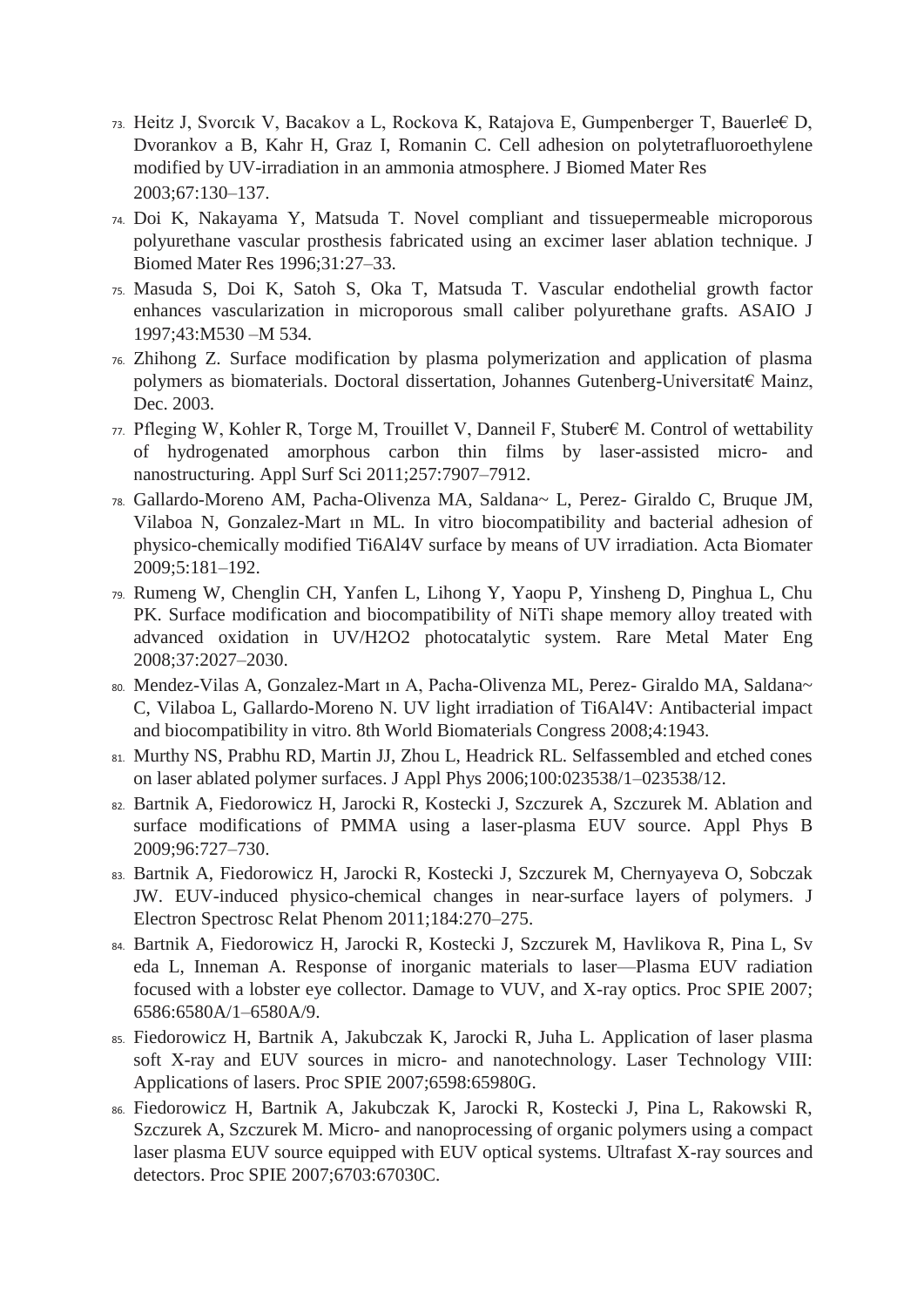73. Heitz J, Svorcık V, Bacakov a L, Rockova K, Ratajova E, Gumpenberger T, Bauerle€ D, Dvorankov a B, Kahr H, Graz I, Romanin C. Cell adhesion on polytetrafluoroethylene modified by UV-irradiation in an ammonia atmosphere. J Biomed Mater Res 2003;67:130–137.
74. Doi K, Nakayama Y, Matsuda T. Novel compliant and tissuepermeable microporous polyurethane vascular prosthesis fabricated using an excimer laser ablation technique. J Biomed Mater Res 1996;31:27–33.
75. Masuda S, Doi K, Satoh S, Oka T, Matsuda T. Vascular endothelial growth factor enhances vascularization in microporous small caliber polyurethane grafts. ASAIO J 1997;43:M530 –M 534.
76. Zhihong Z. Surface modification by plasma polymerization and application of plasma polymers as biomaterials. Doctoral dissertation, Johannes Gutenberg-Universitat€ Mainz, Dec. 2003.
77. Pfleging W, Kohler R, Torge M, Trouillet V, Danneil F, Stuber€ M. Control of wettability of hydrogenated amorphous carbon thin films by laser-assisted micro- and nanostructuring. Appl Surf Sci 2011;257:7907–7912.
78. Gallardo-Moreno AM, Pacha-Olivenza MA, Saldana~ L, Perez- Giraldo C, Bruque JM, Vilaboa N, Gonzalez-Mart ın ML. In vitro biocompatibility and bacterial adhesion of physico-chemically modified Ti6Al4V surface by means of UV irradiation. Acta Biomater 2009;5:181–192.
79. Rumeng W, Chenglin CH, Yanfen L, Lihong Y, Yaopu P, Yinsheng D, Pinghua L, Chu PK. Surface modification and biocompatibility of NiTi shape memory alloy treated with advanced oxidation in UV/H2O2 photocatalytic system. Rare Metal Mater Eng 2008;37:2027–2030.
80. Mendez-Vilas A, Gonzalez-Mart ın A, Pacha-Olivenza ML, Perez- Giraldo MA, Saldana~ C, Vilaboa L, Gallardo-Moreno N. UV light irradiation of Ti6Al4V: Antibacterial impact and biocompatibility in vitro. 8th World Biomaterials Congress 2008;4:1943.
81. Murthy NS, Prabhu RD, Martin JJ, Zhou L, Headrick RL. Selfassembled and etched cones on laser ablated polymer surfaces. J Appl Phys 2006;100:023538/1–023538/12.
82. Bartnik A, Fiedorowicz H, Jarocki R, Kostecki J, Szczurek A, Szczurek M. Ablation and surface modifications of PMMA using a laser-plasma EUV source. Appl Phys B 2009;96:727–730.
83. Bartnik A, Fiedorowicz H, Jarocki R, Kostecki J, Szczurek M, Chernyayeva O, Sobczak JW. EUV-induced physico-chemical changes in near-surface layers of polymers. J Electron Spectrosc Relat Phenom 2011;184:270–275.
84. Bartnik A, Fiedorowicz H, Jarocki R, Kostecki J, Szczurek M, Havlikova R, Pina L, Sv eda L, Inneman A. Response of inorganic materials to laser—Plasma EUV radiation focused with a lobster eye collector. Damage to VUV, and X-ray optics. Proc SPIE 2007; 6586:6580A/1–6580A/9.
85. Fiedorowicz H, Bartnik A, Jakubczak K, Jarocki R, Juha L. Application of laser plasma soft X-ray and EUV sources in micro- and nanotechnology. Laser Technology VIII: Applications of lasers. Proc SPIE 2007;6598:65980G.
86. Fiedorowicz H, Bartnik A, Jakubczak K, Jarocki R, Kostecki J, Pina L, Rakowski R, Szczurek A, Szczurek M. Micro- and nanoprocessing of organic polymers using a compact laser plasma EUV source equipped with EUV optical systems. Ultrafast X-ray sources and detectors. Proc SPIE 2007;6703:67030C.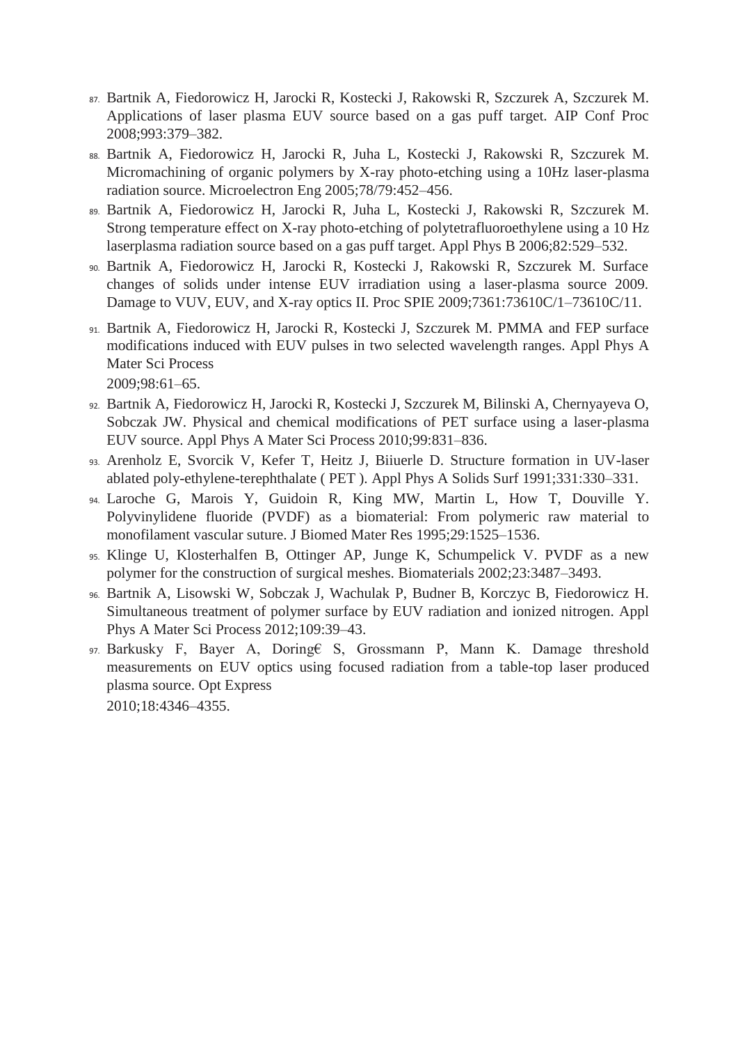87. Bartnik A, Fiedorowicz H, Jarocki R, Kostecki J, Rakowski R, Szczurek A, Szczurek M. Applications of laser plasma EUV source based on a gas puff target. AIP Conf Proc 2008;993:379–382.
88. Bartnik A, Fiedorowicz H, Jarocki R, Juha L, Kostecki J, Rakowski R, Szczurek M. Micromachining of organic polymers by X-ray photo-etching using a 10Hz laser-plasma radiation source. Microelectron Eng 2005;78/79:452–456.
89. Bartnik A, Fiedorowicz H, Jarocki R, Juha L, Kostecki J, Rakowski R, Szczurek M. Strong temperature effect on X-ray photo-etching of polytetrafluoroethylene using a 10 Hz laserplasma radiation source based on a gas puff target. Appl Phys B 2006;82:529–532.
90. Bartnik A, Fiedorowicz H, Jarocki R, Kostecki J, Rakowski R, Szczurek M. Surface changes of solids under intense EUV irradiation using a laser-plasma source 2009. Damage to VUV, EUV, and X-ray optics II. Proc SPIE 2009;7361:73610C/1–73610C/11.
91. Bartnik A, Fiedorowicz H, Jarocki R, Kostecki J, Szczurek M. PMMA and FEP surface modifications induced with EUV pulses in two selected wavelength ranges. Appl Phys A Mater Sci Process 2009;98:61–65.
92. Bartnik A, Fiedorowicz H, Jarocki R, Kostecki J, Szczurek M, Bilinski A, Chernyayeva O, Sobczak JW. Physical and chemical modifications of PET surface using a laser-plasma EUV source. Appl Phys A Mater Sci Process 2010;99:831–836.
93. Arenholz E, Svorcik V, Kefer T, Heitz J, Biiuerle D. Structure formation in UV-laser ablated poly-ethylene-terephthalate ( PET ). Appl Phys A Solids Surf 1991;331:330–331.
94. Laroche G, Marois Y, Guidoin R, King MW, Martin L, How T, Douville Y. Polyvinylidene fluoride (PVDF) as a biomaterial: From polymeric raw material to monofilament vascular suture. J Biomed Mater Res 1995;29:1525–1536.
95. Klinge U, Klosterhalfen B, Ottinger AP, Junge K, Schumpelick V. PVDF as a new polymer for the construction of surgical meshes. Biomaterials 2002;23:3487–3493.
96. Bartnik A, Lisowski W, Sobczak J, Wachulak P, Budner B, Korczyc B, Fiedorowicz H. Simultaneous treatment of polymer surface by EUV radiation and ionized nitrogen. Appl Phys A Mater Sci Process 2012;109:39–43.
97. Barkusky F, Bayer A, Doring€ S, Grossmann P, Mann K. Damage threshold measurements on EUV optics using focused radiation from a table-top laser produced plasma source. Opt Express 2010;18:4346–4355.